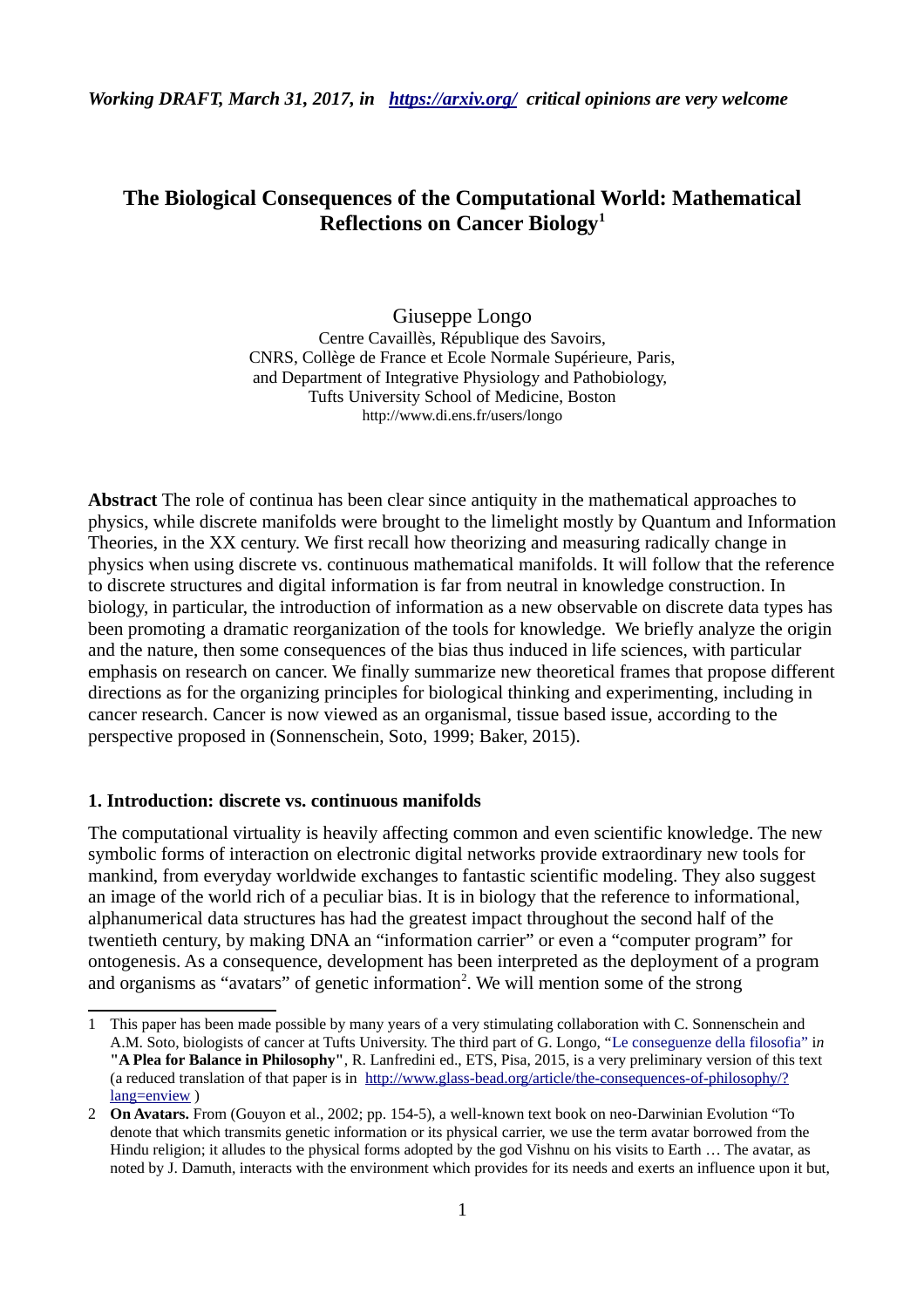*Working DRAFT, March 31, 2017, in [https://arxiv.org/](https://arxiv.org/) critical opinions are very welcome*

# The Biological Consequences of the Computational World: Mathematical Reflections on Cancer Biology[1]

Giuseppe Longo
Centre Cavaillès, République des Savoirs,
CNRS, Collège de France et Ecole Normale Supérieure, Paris,
and Department of Integrative Physiology and Pathobiology,
Tufts University School of Medicine, Boston
http://www.di.ens.fr/users/longo

**Abstract** The role of continua has been clear since antiquity in the mathematical approaches to physics, while discrete manifolds were brought to the limelight mostly by Quantum and Information Theories, in the XX century. We first recall how theorizing and measuring radically change in physics when using discrete vs. continuous mathematical manifolds. It will follow that the reference to discrete structures and digital information is far from neutral in knowledge construction. In biology, in particular, the introduction of information as a new observable on discrete data types has been promoting a dramatic reorganization of the tools for knowledge. We briefly analyze the origin and the nature, then some consequences of the bias thus induced in life sciences, with particular emphasis on research on cancer. We finally summarize new theoretical frames that propose different directions as for the organizing principles for biological thinking and experimenting, including in cancer research. Cancer is now viewed as an organismal, tissue based issue, according to the perspective proposed in (Sonnenschein, Soto, 1999; Baker, 2015).

## 1. Introduction: discrete vs. continuous manifolds

The computational virtuality is heavily affecting common and even scientific knowledge. The new symbolic forms of interaction on electronic digital networks provide extraordinary new tools for mankind, from everyday worldwide exchanges to fantastic scientific modeling. They also suggest an image of the world rich of a peculiar bias. It is in biology that the reference to informational, alphanumerical data structures has had the greatest impact throughout the second half of the twentieth century, by making DNA an "information carrier" or even a "computer program" for ontogenesis. As a consequence, development has been interpreted as the deployment of a program and organisms as "avatars" of genetic information[2]. We will mention some of the strong

---

1 This paper has been made possible by many years of a very stimulating collaboration with C. Sonnenschein and A.M. Soto, biologists of cancer at Tufts University. The third part of G. Longo, "Le conseguenze della filosofia" *in* **"A Plea for Balance in Philosophy"**, R. Lanfredini ed., ETS, Pisa, 2015, is a very preliminary version of this text (a reduced translation of that paper is in [http://www.glass-bead.org/article/the-consequences-of-philosophy/?lang=enview](http://www.glass-bead.org/article/the-consequences-of-philosophy/?lang=enview) )

2 **On Avatars.** From (Gouyon et al., 2002; pp. 154-5), a well-known text book on neo-Darwinian Evolution "To denote that which transmits genetic information or its physical carrier, we use the term avatar borrowed from the Hindu religion; it alludes to the physical forms adopted by the god Vishnu on his visits to Earth … The avatar, as noted by J. Damuth, interacts with the environment which provides for its needs and exerts an influence upon it but,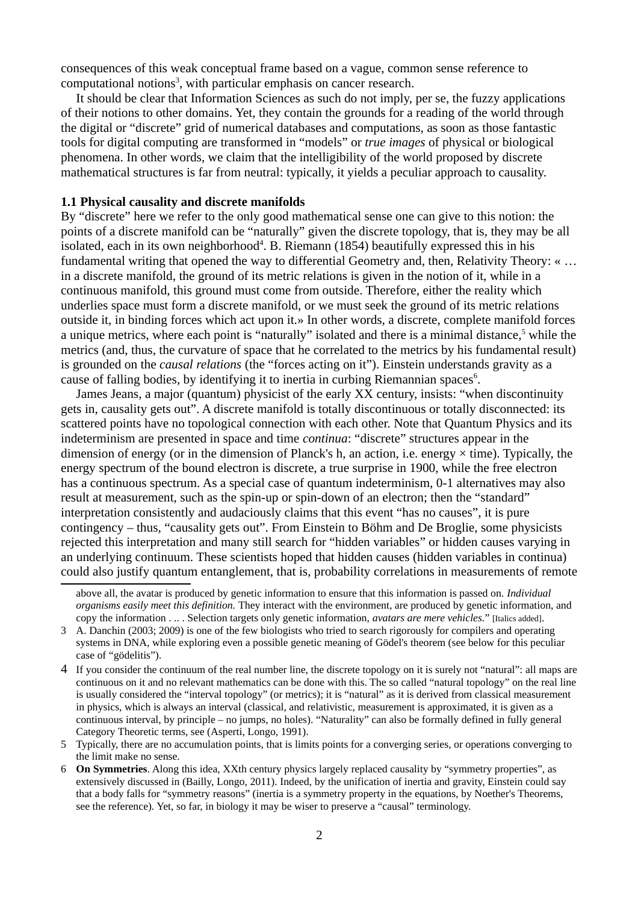consequences of this weak conceptual frame based on a vague, common sense reference to computational notions[3], with particular emphasis on cancer research.

It should be clear that Information Sciences as such do not imply, per se, the fuzzy applications of their notions to other domains. Yet, they contain the grounds for a reading of the world through the digital or "discrete" grid of numerical databases and computations, as soon as those fantastic tools for digital computing are transformed in "models" or *true images* of physical or biological phenomena. In other words, we claim that the intelligibility of the world proposed by discrete mathematical structures is far from neutral: typically, it yields a peculiar approach to causality.

### 1.1 Physical causality and discrete manifolds

By "discrete" here we refer to the only good mathematical sense one can give to this notion: the points of a discrete manifold can be "naturally" given the discrete topology, that is, they may be all isolated, each in its own neighborhood[4]. B. Riemann (1854) beautifully expressed this in his fundamental writing that opened the way to differential Geometry and, then, Relativity Theory: « … in a discrete manifold, the ground of its metric relations is given in the notion of it, while in a continuous manifold, this ground must come from outside. Therefore, either the reality which underlies space must form a discrete manifold, or we must seek the ground of its metric relations outside it, in binding forces which act upon it.» In other words, a discrete, complete manifold forces a unique metrics, where each point is "naturally" isolated and there is a minimal distance,[5] while the metrics (and, thus, the curvature of space that he correlated to the metrics by his fundamental result) is grounded on the *causal relations* (the "forces acting on it"). Einstein understands gravity as a cause of falling bodies, by identifying it to inertia in curbing Riemannian spaces[6].

James Jeans, a major (quantum) physicist of the early XX century, insists: "when discontinuity gets in, causality gets out". A discrete manifold is totally discontinuous or totally disconnected: its scattered points have no topological connection with each other. Note that Quantum Physics and its indeterminism are presented in space and time *continua*: "discrete" structures appear in the dimension of energy (or in the dimension of Planck's h, an action, i.e. energy × time). Typically, the energy spectrum of the bound electron is discrete, a true surprise in 1900, while the free electron has a continuous spectrum. As a special case of quantum indeterminism, 0-1 alternatives may also result at measurement, such as the spin-up or spin-down of an electron; then the "standard" interpretation consistently and audaciously claims that this event "has no causes", it is pure contingency – thus, "causality gets out". From Einstein to Böhm and De Broglie, some physicists rejected this interpretation and many still search for "hidden variables" or hidden causes varying in an underlying continuum. These scientists hoped that hidden causes (hidden variables in continua) could also justify quantum entanglement, that is, probability correlations in measurements of remote

---

above all, the avatar is produced by genetic information to ensure that this information is passed on. *Individual organisms easily meet this definition.* They interact with the environment, are produced by genetic information, and copy the information . .. . Selection targets only genetic information, *avatars are mere vehicles*." [Italics added].

3 A. Danchin (2003; 2009) is one of the few biologists who tried to search rigorously for compilers and operating systems in DNA, while exploring even a possible genetic meaning of Gödel's theorem (see below for this peculiar case of "gödelitis").

4 If you consider the continuum of the real number line, the discrete topology on it is surely not "natural": all maps are continuous on it and no relevant mathematics can be done with this. The so called "natural topology" on the real line is usually considered the "interval topology" (or metrics); it is "natural" as it is derived from classical measurement in physics, which is always an interval (classical, and relativistic, measurement is approximated, it is given as a continuous interval, by principle – no jumps, no holes). "Naturality" can also be formally defined in fully general Category Theoretic terms, see (Asperti, Longo, 1991).

5 Typically, there are no accumulation points, that is limits points for a converging series, or operations converging to the limit make no sense.

6 **On Symmetries**. Along this idea, XXth century physics largely replaced causality by "symmetry properties", as extensively discussed in (Bailly, Longo, 2011). Indeed, by the unification of inertia and gravity, Einstein could say that a body falls for "symmetry reasons" (inertia is a symmetry property in the equations, by Noether's Theorems, see the reference). Yet, so far, in biology it may be wiser to preserve a "causal" terminology.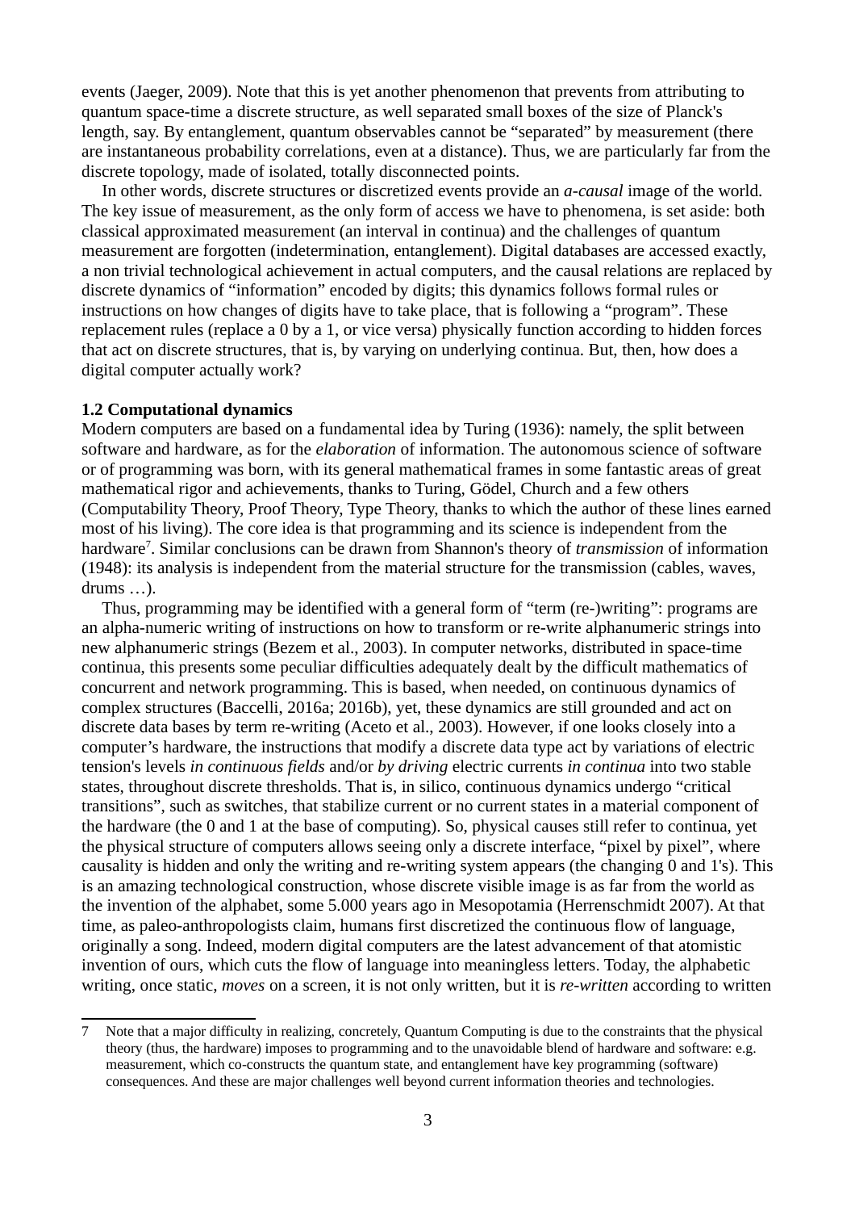events (Jaeger, 2009). Note that this is yet another phenomenon that prevents from attributing to quantum space-time a discrete structure, as well separated small boxes of the size of Planck's length, say. By entanglement, quantum observables cannot be "separated" by measurement (there are instantaneous probability correlations, even at a distance). Thus, we are particularly far from the discrete topology, made of isolated, totally disconnected points.

In other words, discrete structures or discretized events provide an *a-causal* image of the world. The key issue of measurement, as the only form of access we have to phenomena, is set aside: both classical approximated measurement (an interval in continua) and the challenges of quantum measurement are forgotten (indetermination, entanglement). Digital databases are accessed exactly, a non trivial technological achievement in actual computers, and the causal relations are replaced by discrete dynamics of "information" encoded by digits; this dynamics follows formal rules or instructions on how changes of digits have to take place, that is following a "program". These replacement rules (replace a 0 by a 1, or vice versa) physically function according to hidden forces that act on discrete structures, that is, by varying on underlying continua. But, then, how does a digital computer actually work?

**1.2 Computational dynamics**

Modern computers are based on a fundamental idea by Turing (1936): namely, the split between software and hardware, as for the *elaboration* of information. The autonomous science of software or of programming was born, with its general mathematical frames in some fantastic areas of great mathematical rigor and achievements, thanks to Turing, Gödel, Church and a few others (Computability Theory, Proof Theory, Type Theory, thanks to which the author of these lines earned most of his living). The core idea is that programming and its science is independent from the hardware[7]. Similar conclusions can be drawn from Shannon's theory of *transmission* of information (1948): its analysis is independent from the material structure for the transmission (cables, waves, drums …).

Thus, programming may be identified with a general form of "term (re-)writing": programs are an alpha-numeric writing of instructions on how to transform or re-write alphanumeric strings into new alphanumeric strings (Bezem et al., 2003). In computer networks, distributed in space-time continua, this presents some peculiar difficulties adequately dealt by the difficult mathematics of concurrent and network programming. This is based, when needed, on continuous dynamics of complex structures (Baccelli, 2016a; 2016b), yet, these dynamics are still grounded and act on discrete data bases by term re-writing (Aceto et al., 2003). However, if one looks closely into a computer's hardware, the instructions that modify a discrete data type act by variations of electric tension's levels *in continuous fields* and/or *by driving* electric currents *in continua* into two stable states, throughout discrete thresholds. That is, in silico, continuous dynamics undergo "critical transitions", such as switches, that stabilize current or no current states in a material component of the hardware (the 0 and 1 at the base of computing). So, physical causes still refer to continua, yet the physical structure of computers allows seeing only a discrete interface, "pixel by pixel", where causality is hidden and only the writing and re-writing system appears (the changing 0 and 1's). This is an amazing technological construction, whose discrete visible image is as far from the world as the invention of the alphabet, some 5.000 years ago in Mesopotamia (Herrenschmidt 2007). At that time, as paleo-anthropologists claim, humans first discretized the continuous flow of language, originally a song. Indeed, modern digital computers are the latest advancement of that atomistic invention of ours, which cuts the flow of language into meaningless letters. Today, the alphabetic writing, once static, *moves* on a screen, it is not only written, but it is *re-written* according to written

---

[7] Note that a major difficulty in realizing, concretely, Quantum Computing is due to the constraints that the physical theory (thus, the hardware) imposes to programming and to the unavoidable blend of hardware and software: e.g. measurement, which co-constructs the quantum state, and entanglement have key programming (software) consequences. And these are major challenges well beyond current information theories and technologies.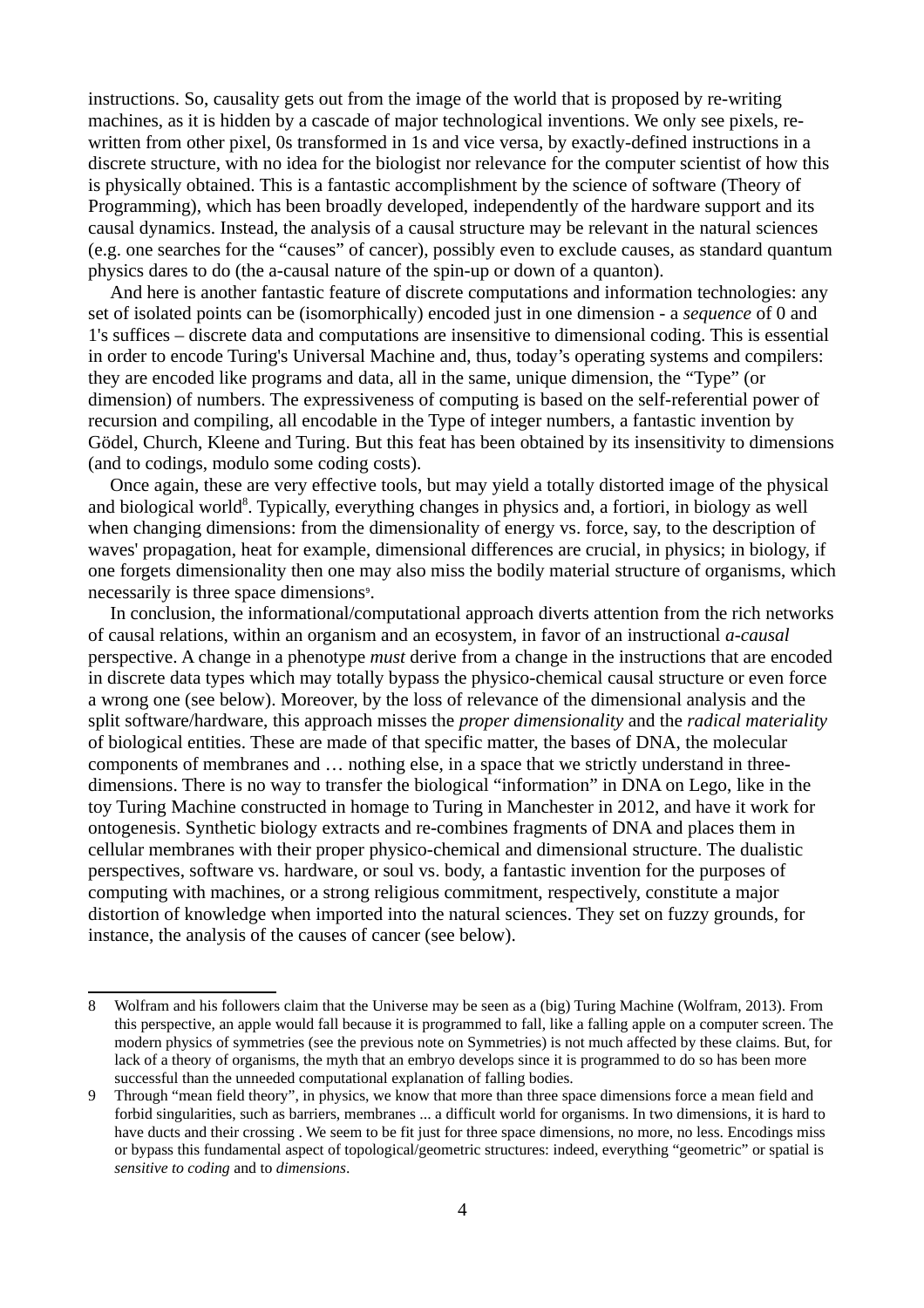instructions. So, causality gets out from the image of the world that is proposed by re-writing machines, as it is hidden by a cascade of major technological inventions. We only see pixels, re-written from other pixel, 0s transformed in 1s and vice versa, by exactly-defined instructions in a discrete structure, with no idea for the biologist nor relevance for the computer scientist of how this is physically obtained. This is a fantastic accomplishment by the science of software (Theory of Programming), which has been broadly developed, independently of the hardware support and its causal dynamics. Instead, the analysis of a causal structure may be relevant in the natural sciences (e.g. one searches for the "causes" of cancer), possibly even to exclude causes, as standard quantum physics dares to do (the a-causal nature of the spin-up or down of a quanton).

And here is another fantastic feature of discrete computations and information technologies: any set of isolated points can be (isomorphically) encoded just in one dimension - a *sequence* of 0 and 1's suffices – discrete data and computations are insensitive to dimensional coding. This is essential in order to encode Turing's Universal Machine and, thus, today's operating systems and compilers: they are encoded like programs and data, all in the same, unique dimension, the "Type" (or dimension) of numbers. The expressiveness of computing is based on the self-referential power of recursion and compiling, all encodable in the Type of integer numbers, a fantastic invention by Gödel, Church, Kleene and Turing. But this feat has been obtained by its insensitivity to dimensions (and to codings, modulo some coding costs).

Once again, these are very effective tools, but may yield a totally distorted image of the physical and biological world[8]. Typically, everything changes in physics and, a fortiori, in biology as well when changing dimensions: from the dimensionality of energy vs. force, say, to the description of waves' propagation, heat for example, dimensional differences are crucial, in physics; in biology, if one forgets dimensionality then one may also miss the bodily material structure of organisms, which necessarily is three space dimensions[9].

In conclusion, the informational/computational approach diverts attention from the rich networks of causal relations, within an organism and an ecosystem, in favor of an instructional *a-causal* perspective. A change in a phenotype *must* derive from a change in the instructions that are encoded in discrete data types which may totally bypass the physico-chemical causal structure or even force a wrong one (see below). Moreover, by the loss of relevance of the dimensional analysis and the split software/hardware, this approach misses the *proper dimensionality* and the *radical materiality* of biological entities. These are made of that specific matter, the bases of DNA, the molecular components of membranes and … nothing else, in a space that we strictly understand in three-dimensions. There is no way to transfer the biological "information" in DNA on Lego, like in the toy Turing Machine constructed in homage to Turing in Manchester in 2012, and have it work for ontogenesis. Synthetic biology extracts and re-combines fragments of DNA and places them in cellular membranes with their proper physico-chemical and dimensional structure. The dualistic perspectives, software vs. hardware, or soul vs. body, a fantastic invention for the purposes of computing with machines, or a strong religious commitment, respectively, constitute a major distortion of knowledge when imported into the natural sciences. They set on fuzzy grounds, for instance, the analysis of the causes of cancer (see below).

---

8 Wolfram and his followers claim that the Universe may be seen as a (big) Turing Machine (Wolfram, 2013). From this perspective, an apple would fall because it is programmed to fall, like a falling apple on a computer screen. The modern physics of symmetries (see the previous note on Symmetries) is not much affected by these claims. But, for lack of a theory of organisms, the myth that an embryo develops since it is programmed to do so has been more successful than the unneeded computational explanation of falling bodies.

9 Through "mean field theory", in physics, we know that more than three space dimensions force a mean field and forbid singularities, such as barriers, membranes ... a difficult world for organisms. In two dimensions, it is hard to have ducts and their crossing . We seem to be fit just for three space dimensions, no more, no less. Encodings miss or bypass this fundamental aspect of topological/geometric structures: indeed, everything "geometric" or spatial is *sensitive to coding* and to *dimensions*.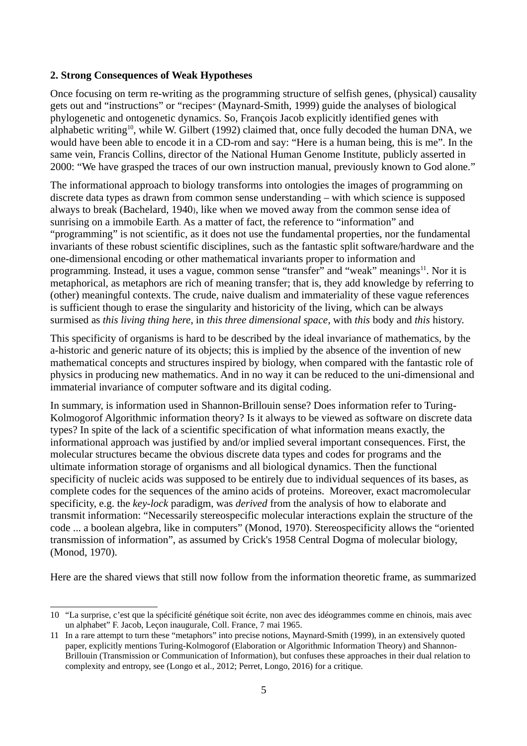## 2. Strong Consequences of Weak Hypotheses

Once focusing on term re-writing as the programming structure of selfish genes, (physical) causality gets out and "instructions" or "recipes" (Maynard-Smith, 1999) guide the analyses of biological phylogenetic and ontogenetic dynamics. So, François Jacob explicitly identified genes with alphabetic writing[10], while W. Gilbert (1992) claimed that, once fully decoded the human DNA, we would have been able to encode it in a CD-rom and say: "Here is a human being, this is me". In the same vein, Francis Collins, director of the National Human Genome Institute, publicly asserted in 2000: "We have grasped the traces of our own instruction manual, previously known to God alone."

The informational approach to biology transforms into ontologies the images of programming on discrete data types as drawn from common sense understanding – with which science is supposed always to break (Bachelard, 1940), like when we moved away from the common sense idea of sunrising on a immobile Earth. As a matter of fact, the reference to "information" and "programming" is not scientific, as it does not use the fundamental properties, nor the fundamental invariants of these robust scientific disciplines, such as the fantastic split software/hardware and the one-dimensional encoding or other mathematical invariants proper to information and programming. Instead, it uses a vague, common sense "transfer" and "weak" meanings[11]. Nor it is metaphorical, as metaphors are rich of meaning transfer; that is, they add knowledge by referring to (other) meaningful contexts. The crude, naive dualism and immateriality of these vague references is sufficient though to erase the singularity and historicity of the living, which can be always surmised as *this living thing here*, in *this three dimensional space*, with *this* body and *this* history.

This specificity of organisms is hard to be described by the ideal invariance of mathematics, by the a-historic and generic nature of its objects; this is implied by the absence of the invention of new mathematical concepts and structures inspired by biology, when compared with the fantastic role of physics in producing new mathematics. And in no way it can be reduced to the uni-dimensional and immaterial invariance of computer software and its digital coding.

In summary, is information used in Shannon-Brillouin sense? Does information refer to Turing-Kolmogorof Algorithmic information theory? Is it always to be viewed as software on discrete data types? In spite of the lack of a scientific specification of what information means exactly, the informational approach was justified by and/or implied several important consequences. First, the molecular structures became the obvious discrete data types and codes for programs and the ultimate information storage of organisms and all biological dynamics. Then the functional specificity of nucleic acids was supposed to be entirely due to individual sequences of its bases, as complete codes for the sequences of the amino acids of proteins. Moreover, exact macromolecular specificity, e.g. the *key-lock* paradigm, was *derived* from the analysis of how to elaborate and transmit information: "Necessarily stereospecific molecular interactions explain the structure of the code ... a boolean algebra, like in computers" (Monod, 1970). Stereospecificity allows the "oriented transmission of information", as assumed by Crick's 1958 Central Dogma of molecular biology, (Monod, 1970).

Here are the shared views that still now follow from the information theoretic frame, as summarized

---

10 "La surprise, c'est que la spécificité génétique soit écrite, non avec des idéogrammes comme en chinois, mais avec un alphabet" F. Jacob, Leçon inaugurale, Coll. France, 7 mai 1965.

11 In a rare attempt to turn these "metaphors" into precise notions, Maynard-Smith (1999), in an extensively quoted paper, explicitly mentions Turing-Kolmogorof (Elaboration or Algorithmic Information Theory) and Shannon-Brillouin (Transmission or Communication of Information), but confuses these approaches in their dual relation to complexity and entropy, see (Longo et al., 2012; Perret, Longo, 2016) for a critique.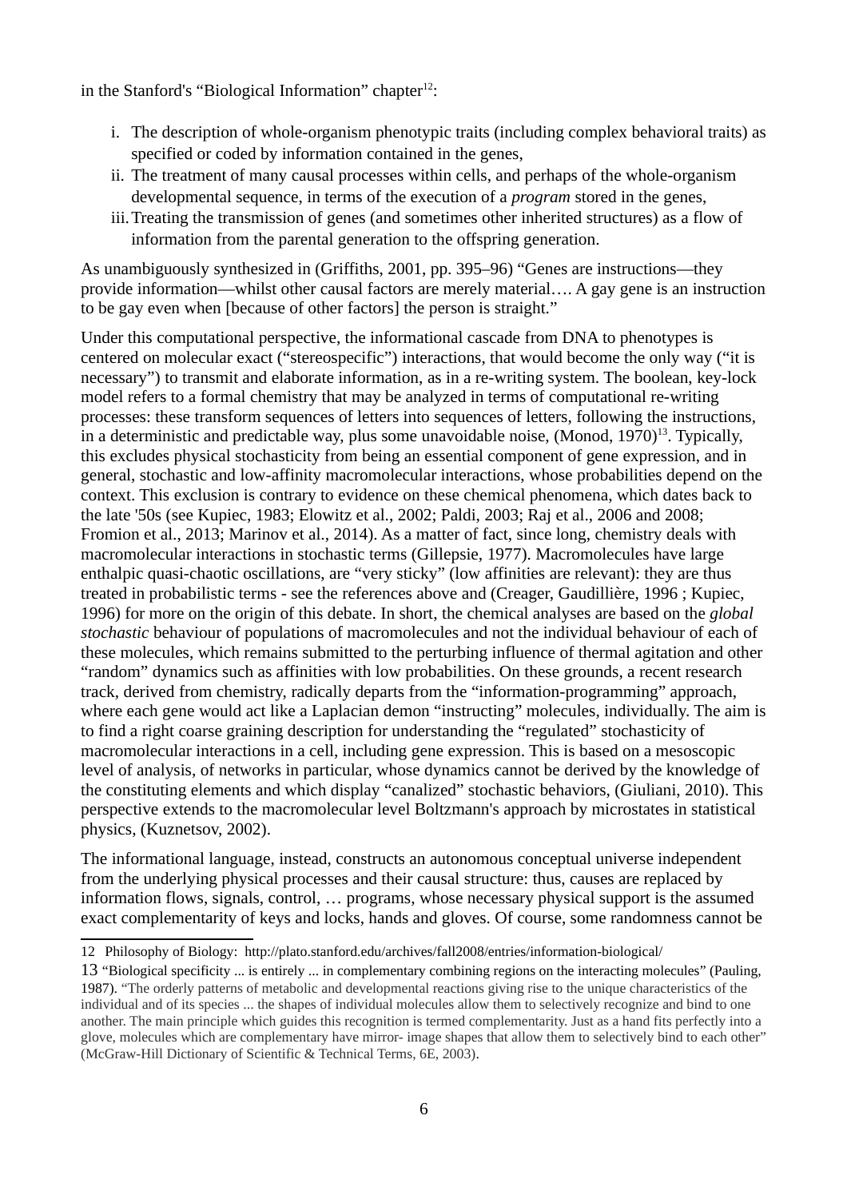in the Stanford's "Biological Information" chapter[12]:

i. The description of whole-organism phenotypic traits (including complex behavioral traits) as specified or coded by information contained in the genes,
ii. The treatment of many causal processes within cells, and perhaps of the whole-organism developmental sequence, in terms of the execution of a *program* stored in the genes,
iii. Treating the transmission of genes (and sometimes other inherited structures) as a flow of information from the parental generation to the offspring generation.

As unambiguously synthesized in (Griffiths, 2001, pp. 395–96) "Genes are instructions—they provide information—whilst other causal factors are merely material…. A gay gene is an instruction to be gay even when [because of other factors] the person is straight."

Under this computational perspective, the informational cascade from DNA to phenotypes is centered on molecular exact ("stereospecific") interactions, that would become the only way ("it is necessary") to transmit and elaborate information, as in a re-writing system. The boolean, key-lock model refers to a formal chemistry that may be analyzed in terms of computational re-writing processes: these transform sequences of letters into sequences of letters, following the instructions, in a deterministic and predictable way, plus some unavoidable noise, (Monod, 1970)[13]. Typically, this excludes physical stochasticity from being an essential component of gene expression, and in general, stochastic and low-affinity macromolecular interactions, whose probabilities depend on the context. This exclusion is contrary to evidence on these chemical phenomena, which dates back to the late '50s (see Kupiec, 1983; Elowitz et al., 2002; Paldi, 2003; Raj et al., 2006 and 2008; Fromion et al., 2013; Marinov et al., 2014). As a matter of fact, since long, chemistry deals with macromolecular interactions in stochastic terms (Gillepsie, 1977). Macromolecules have large enthalpic quasi-chaotic oscillations, are "very sticky" (low affinities are relevant): they are thus treated in probabilistic terms - see the references above and (Creager, Gaudillière, 1996 ; Kupiec, 1996) for more on the origin of this debate. In short, the chemical analyses are based on the *global stochastic* behaviour of populations of macromolecules and not the individual behaviour of each of these molecules, which remains submitted to the perturbing influence of thermal agitation and other "random" dynamics such as affinities with low probabilities. On these grounds, a recent research track, derived from chemistry, radically departs from the "information-programming" approach, where each gene would act like a Laplacian demon "instructing" molecules, individually. The aim is to find a right coarse graining description for understanding the "regulated" stochasticity of macromolecular interactions in a cell, including gene expression. This is based on a mesoscopic level of analysis, of networks in particular, whose dynamics cannot be derived by the knowledge of the constituting elements and which display "canalized" stochastic behaviors, (Giuliani, 2010). This perspective extends to the macromolecular level Boltzmann's approach by microstates in statistical physics, (Kuznetsov, 2002).

The informational language, instead, constructs an autonomous conceptual universe independent from the underlying physical processes and their causal structure: thus, causes are replaced by information flows, signals, control, … programs, whose necessary physical support is the assumed exact complementarity of keys and locks, hands and gloves. Of course, some randomness cannot be

---

[12] Philosophy of Biology: http://plato.stanford.edu/archives/fall2008/entries/information-biological/

[13] "Biological specificity ... is entirely ... in complementary combining regions on the interacting molecules" (Pauling, 1987). "The orderly patterns of metabolic and developmental reactions giving rise to the unique characteristics of the individual and of its species ... the shapes of individual molecules allow them to selectively recognize and bind to one another. The main principle which guides this recognition is termed complementarity. Just as a hand fits perfectly into a glove, molecules which are complementary have mirror- image shapes that allow them to selectively bind to each other" (McGraw-Hill Dictionary of Scientific & Technical Terms, 6E, 2003).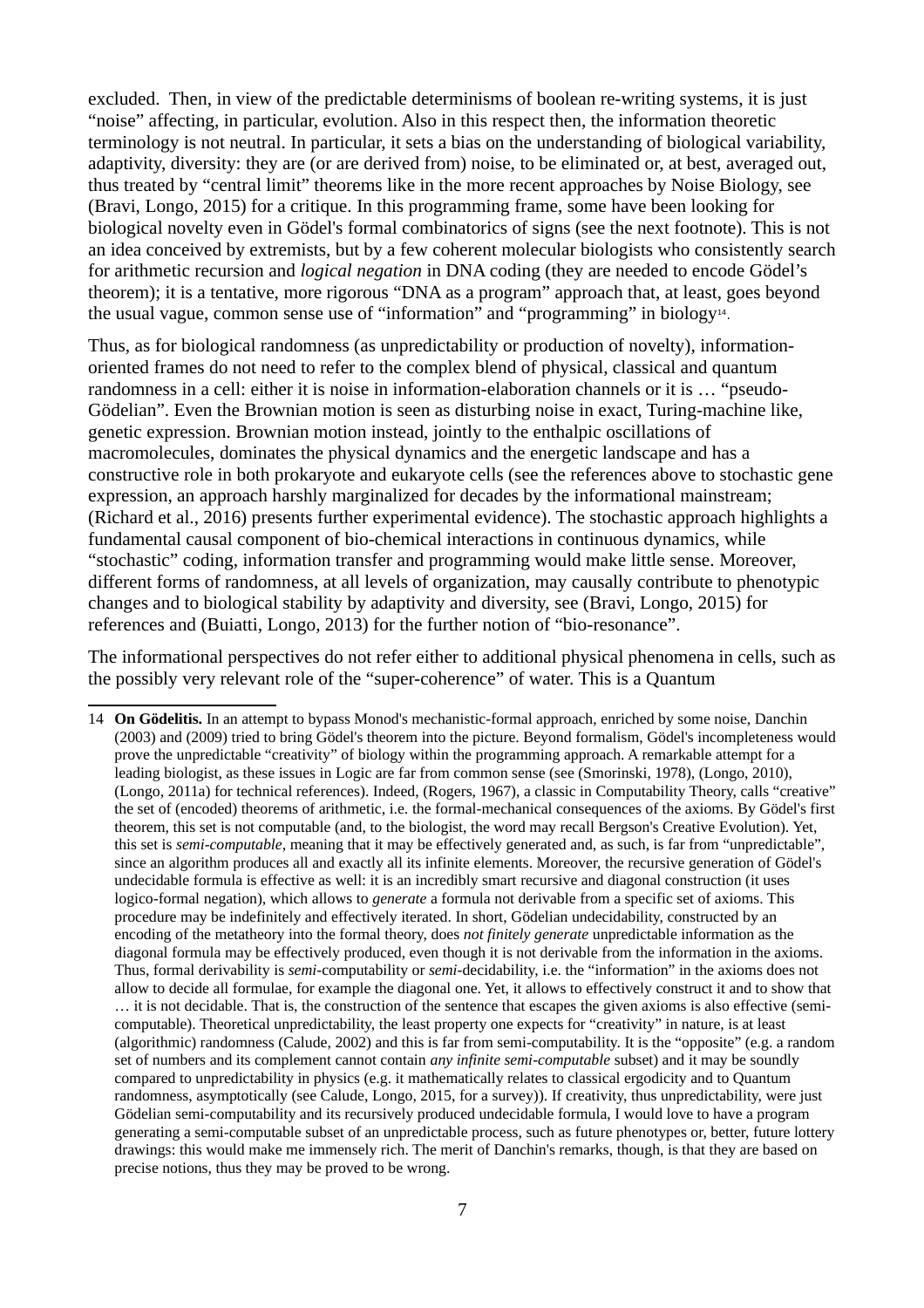excluded. Then, in view of the predictable determinisms of boolean re-writing systems, it is just "noise" affecting, in particular, evolution. Also in this respect then, the information theoretic terminology is not neutral. In particular, it sets a bias on the understanding of biological variability, adaptivity, diversity: they are (or are derived from) noise, to be eliminated or, at best, averaged out, thus treated by "central limit" theorems like in the more recent approaches by Noise Biology, see (Bravi, Longo, 2015) for a critique. In this programming frame, some have been looking for biological novelty even in Gödel's formal combinatorics of signs (see the next footnote). This is not an idea conceived by extremists, but by a few coherent molecular biologists who consistently search for arithmetic recursion and *logical negation* in DNA coding (they are needed to encode Gödel's theorem); it is a tentative, more rigorous "DNA as a program" approach that, at least, goes beyond the usual vague, common sense use of "information" and "programming" in biology[14].

Thus, as for biological randomness (as unpredictability or production of novelty), information-oriented frames do not need to refer to the complex blend of physical, classical and quantum randomness in a cell: either it is noise in information-elaboration channels or it is … "pseudo-Gödelian". Even the Brownian motion is seen as disturbing noise in exact, Turing-machine like, genetic expression. Brownian motion instead, jointly to the enthalpic oscillations of macromolecules, dominates the physical dynamics and the energetic landscape and has a constructive role in both prokaryote and eukaryote cells (see the references above to stochastic gene expression, an approach harshly marginalized for decades by the informational mainstream; (Richard et al., 2016) presents further experimental evidence). The stochastic approach highlights a fundamental causal component of bio-chemical interactions in continuous dynamics, while "stochastic" coding, information transfer and programming would make little sense. Moreover, different forms of randomness, at all levels of organization, may causally contribute to phenotypic changes and to biological stability by adaptivity and diversity, see (Bravi, Longo, 2015) for references and (Buiatti, Longo, 2013) for the further notion of "bio-resonance".

The informational perspectives do not refer either to additional physical phenomena in cells, such as the possibly very relevant role of the "super-coherence" of water. This is a Quantum

---

14 **On Gödelitis.** In an attempt to bypass Monod's mechanistic-formal approach, enriched by some noise, Danchin (2003) and (2009) tried to bring Gödel's theorem into the picture. Beyond formalism, Gödel's incompleteness would prove the unpredictable "creativity" of biology within the programming approach. A remarkable attempt for a leading biologist, as these issues in Logic are far from common sense (see (Smorinski, 1978), (Longo, 2010), (Longo, 2011a) for technical references). Indeed, (Rogers, 1967), a classic in Computability Theory, calls "creative" the set of (encoded) theorems of arithmetic, i.e. the formal-mechanical consequences of the axioms. By Gödel's first theorem, this set is not computable (and, to the biologist, the word may recall Bergson's Creative Evolution). Yet, this set is *semi-computable*, meaning that it may be effectively generated and, as such, is far from "unpredictable", since an algorithm produces all and exactly all its infinite elements. Moreover, the recursive generation of Gödel's undecidable formula is effective as well: it is an incredibly smart recursive and diagonal construction (it uses logico-formal negation), which allows to *generate* a formula not derivable from a specific set of axioms. This procedure may be indefinitely and effectively iterated. In short, Gödelian undecidability, constructed by an encoding of the metatheory into the formal theory, does *not finitely generate* unpredictable information as the diagonal formula may be effectively produced, even though it is not derivable from the information in the axioms. Thus, formal derivability is *semi*-computability or *semi*-decidability, i.e. the "information" in the axioms does not allow to decide all formulae, for example the diagonal one. Yet, it allows to effectively construct it and to show that … it is not decidable. That is, the construction of the sentence that escapes the given axioms is also effective (semi-computable). Theoretical unpredictability, the least property one expects for "creativity" in nature, is at least (algorithmic) randomness (Calude, 2002) and this is far from semi-computability. It is the "opposite" (e.g. a random set of numbers and its complement cannot contain *any infinite semi-computable* subset) and it may be soundly compared to unpredictability in physics (e.g. it mathematically relates to classical ergodicity and to Quantum randomness, asymptotically (see Calude, Longo, 2015, for a survey)). If creativity, thus unpredictability, were just Gödelian semi-computability and its recursively produced undecidable formula, I would love to have a program generating a semi-computable subset of an unpredictable process, such as future phenotypes or, better, future lottery drawings: this would make me immensely rich. The merit of Danchin's remarks, though, is that they are based on precise notions, thus they may be proved to be wrong.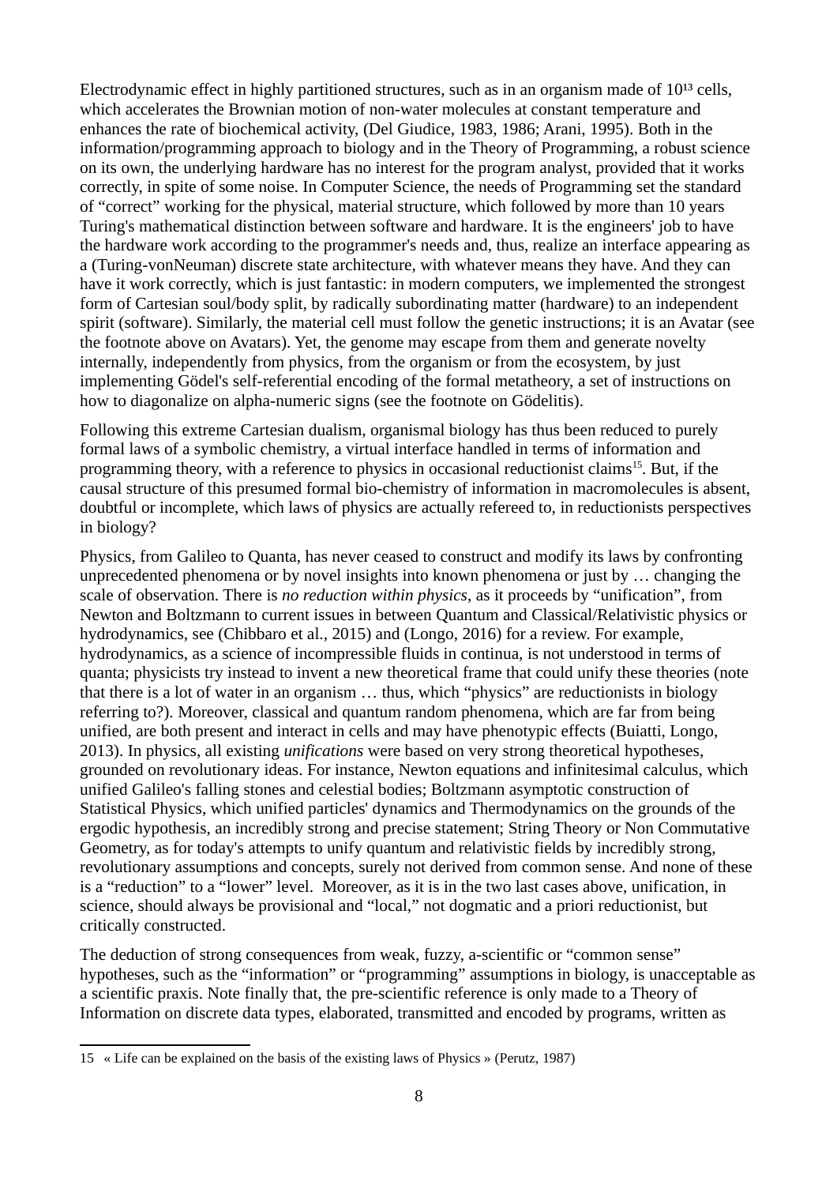Electrodynamic effect in highly partitioned structures, such as in an organism made of $10^{13}$ cells, which accelerates the Brownian motion of non-water molecules at constant temperature and enhances the rate of biochemical activity, (Del Giudice, 1983, 1986; Arani, 1995). Both in the information/programming approach to biology and in the Theory of Programming, a robust science on its own, the underlying hardware has no interest for the program analyst, provided that it works correctly, in spite of some noise. In Computer Science, the needs of Programming set the standard of "correct" working for the physical, material structure, which followed by more than 10 years Turing's mathematical distinction between software and hardware. It is the engineers' job to have the hardware work according to the programmer's needs and, thus, realize an interface appearing as a (Turing-vonNeuman) discrete state architecture, with whatever means they have. And they can have it work correctly, which is just fantastic: in modern computers, we implemented the strongest form of Cartesian soul/body split, by radically subordinating matter (hardware) to an independent spirit (software). Similarly, the material cell must follow the genetic instructions; it is an Avatar (see the footnote above on Avatars). Yet, the genome may escape from them and generate novelty internally, independently from physics, from the organism or from the ecosystem, by just implementing Gödel's self-referential encoding of the formal metatheory, a set of instructions on how to diagonalize on alpha-numeric signs (see the footnote on Gödelitis).

Following this extreme Cartesian dualism, organismal biology has thus been reduced to purely formal laws of a symbolic chemistry, a virtual interface handled in terms of information and programming theory, with a reference to physics in occasional reductionist claims[15]. But, if the causal structure of this presumed formal bio-chemistry of information in macromolecules is absent, doubtful or incomplete, which laws of physics are actually refereed to, in reductionists perspectives in biology?

Physics, from Galileo to Quanta, has never ceased to construct and modify its laws by confronting unprecedented phenomena or by novel insights into known phenomena or just by … changing the scale of observation. There is *no reduction within physics*, as it proceeds by "unification", from Newton and Boltzmann to current issues in between Quantum and Classical/Relativistic physics or hydrodynamics, see (Chibbaro et al., 2015) and (Longo, 2016) for a review. For example, hydrodynamics, as a science of incompressible fluids in continua, is not understood in terms of quanta; physicists try instead to invent a new theoretical frame that could unify these theories (note that there is a lot of water in an organism … thus, which "physics" are reductionists in biology referring to?). Moreover, classical and quantum random phenomena, which are far from being unified, are both present and interact in cells and may have phenotypic effects (Buiatti, Longo, 2013). In physics, all existing *unifications* were based on very strong theoretical hypotheses, grounded on revolutionary ideas. For instance, Newton equations and infinitesimal calculus, which unified Galileo's falling stones and celestial bodies; Boltzmann asymptotic construction of Statistical Physics, which unified particles' dynamics and Thermodynamics on the grounds of the ergodic hypothesis, an incredibly strong and precise statement; String Theory or Non Commutative Geometry, as for today's attempts to unify quantum and relativistic fields by incredibly strong, revolutionary assumptions and concepts, surely not derived from common sense. And none of these is a "reduction" to a "lower" level. Moreover, as it is in the two last cases above, unification, in science, should always be provisional and "local," not dogmatic and a priori reductionist, but critically constructed.

The deduction of strong consequences from weak, fuzzy, a-scientific or "common sense" hypotheses, such as the "information" or "programming" assumptions in biology, is unacceptable as a scientific praxis. Note finally that, the pre-scientific reference is only made to a Theory of Information on discrete data types, elaborated, transmitted and encoded by programs, written as

---

15 « Life can be explained on the basis of the existing laws of Physics » (Perutz, 1987)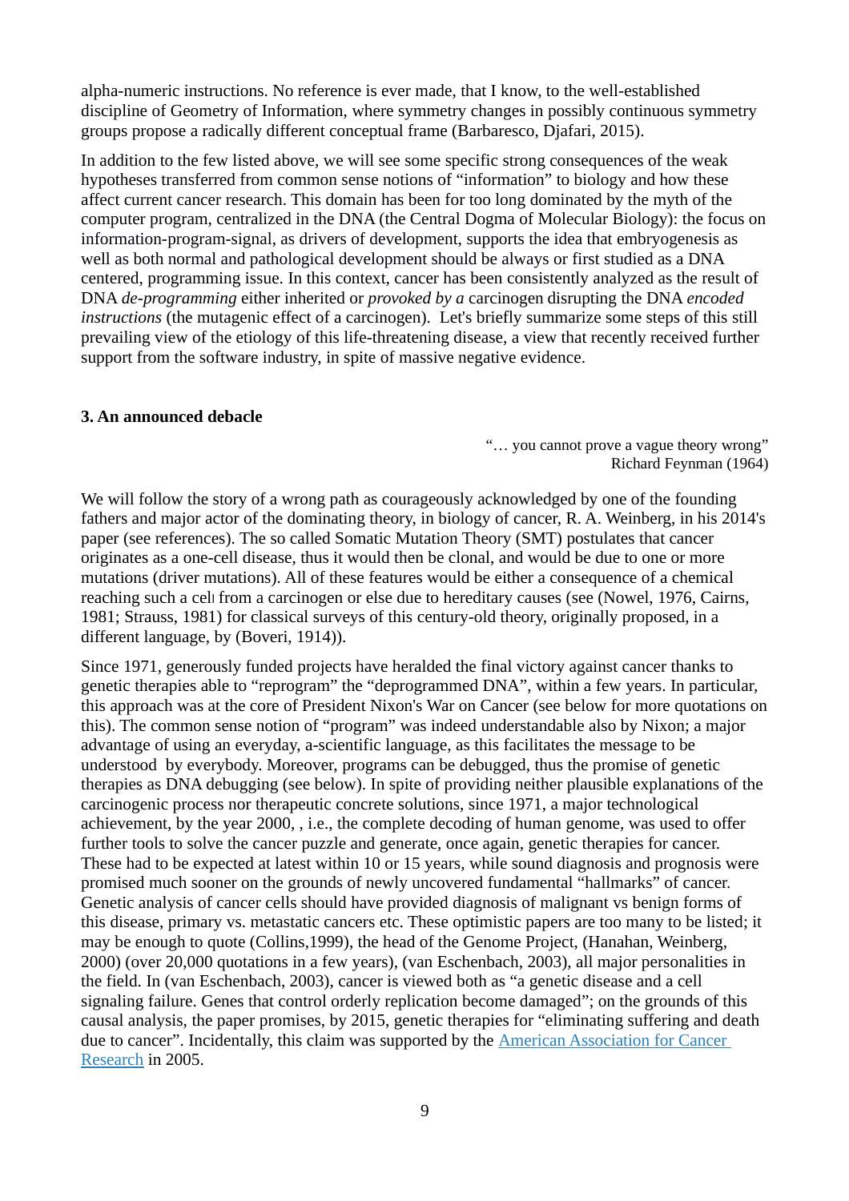alpha-numeric instructions. No reference is ever made, that I know, to the well-established discipline of Geometry of Information, where symmetry changes in possibly continuous symmetry groups propose a radically different conceptual frame (Barbaresco, Djafari, 2015).

In addition to the few listed above, we will see some specific strong consequences of the weak hypotheses transferred from common sense notions of "information" to biology and how these affect current cancer research. This domain has been for too long dominated by the myth of the computer program, centralized in the DNA (the Central Dogma of Molecular Biology): the focus on information-program-signal, as drivers of development, supports the idea that embryogenesis as well as both normal and pathological development should be always or first studied as a DNA centered, programming issue. In this context, cancer has been consistently analyzed as the result of DNA *de-programming* either inherited or *provoked by a* carcinogen disrupting the DNA *encoded instructions* (the mutagenic effect of a carcinogen). Let's briefly summarize some steps of this still prevailing view of the etiology of this life-threatening disease, a view that recently received further support from the software industry, in spite of massive negative evidence.

### 3. An announced debacle

> "… you cannot prove a vague theory wrong"
> Richard Feynman (1964)

We will follow the story of a wrong path as courageously acknowledged by one of the founding fathers and major actor of the dominating theory, in biology of cancer, R. A. Weinberg, in his 2014's paper (see references). The so called Somatic Mutation Theory (SMT) postulates that cancer originates as a one-cell disease, thus it would then be clonal, and would be due to one or more mutations (driver mutations). All of these features would be either a consequence of a chemical reaching such a cell from a carcinogen or else due to hereditary causes (see (Nowel, 1976, Cairns, 1981; Strauss, 1981) for classical surveys of this century-old theory, originally proposed, in a different language, by (Boveri, 1914)).

Since 1971, generously funded projects have heralded the final victory against cancer thanks to genetic therapies able to "reprogram" the "deprogrammed DNA", within a few years. In particular, this approach was at the core of President Nixon's War on Cancer (see below for more quotations on this). The common sense notion of "program" was indeed understandable also by Nixon; a major advantage of using an everyday, a-scientific language, as this facilitates the message to be understood by everybody. Moreover, programs can be debugged, thus the promise of genetic therapies as DNA debugging (see below). In spite of providing neither plausible explanations of the carcinogenic process nor therapeutic concrete solutions, since 1971, a major technological achievement, by the year 2000, , i.e., the complete decoding of human genome, was used to offer further tools to solve the cancer puzzle and generate, once again, genetic therapies for cancer. These had to be expected at latest within 10 or 15 years, while sound diagnosis and prognosis were promised much sooner on the grounds of newly uncovered fundamental "hallmarks" of cancer. Genetic analysis of cancer cells should have provided diagnosis of malignant vs benign forms of this disease, primary vs. metastatic cancers etc. These optimistic papers are too many to be listed; it may be enough to quote (Collins,1999), the head of the Genome Project, (Hanahan, Weinberg, 2000) (over 20,000 quotations in a few years), (van Eschenbach, 2003), all major personalities in the field. In (van Eschenbach, 2003), cancer is viewed both as "a genetic disease and a cell signaling failure. Genes that control orderly replication become damaged"; on the grounds of this causal analysis, the paper promises, by 2015, genetic therapies for "eliminating suffering and death due to cancer". Incidentally, this claim was supported by the American Association for Cancer Research in 2005.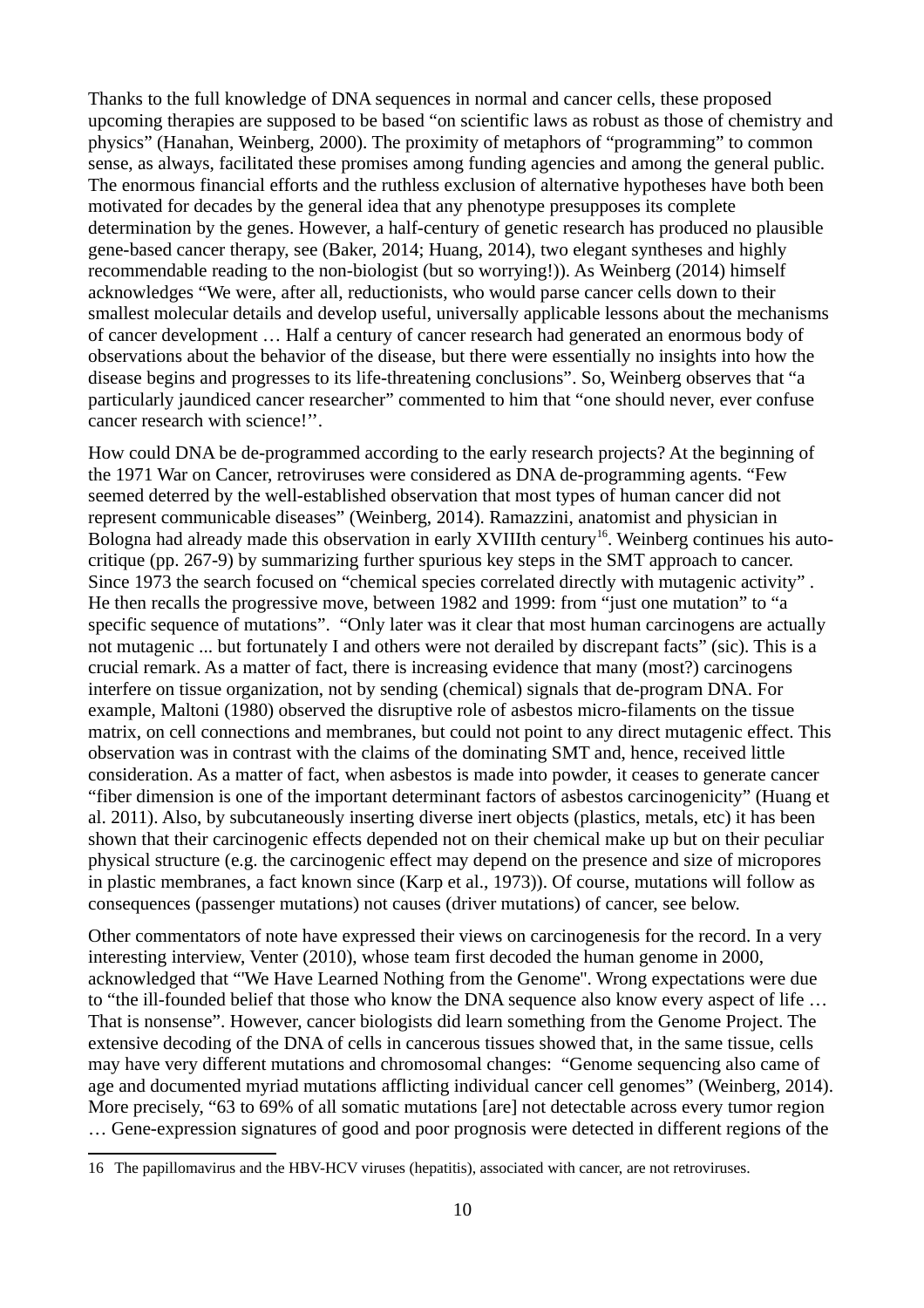Thanks to the full knowledge of DNA sequences in normal and cancer cells, these proposed upcoming therapies are supposed to be based "on scientific laws as robust as those of chemistry and physics" (Hanahan, Weinberg, 2000). The proximity of metaphors of "programming" to common sense, as always, facilitated these promises among funding agencies and among the general public. The enormous financial efforts and the ruthless exclusion of alternative hypotheses have both been motivated for decades by the general idea that any phenotype presupposes its complete determination by the genes. However, a half-century of genetic research has produced no plausible gene-based cancer therapy, see (Baker, 2014; Huang, 2014), two elegant syntheses and highly recommendable reading to the non-biologist (but so worrying!)). As Weinberg (2014) himself acknowledges "We were, after all, reductionists, who would parse cancer cells down to their smallest molecular details and develop useful, universally applicable lessons about the mechanisms of cancer development … Half a century of cancer research had generated an enormous body of observations about the behavior of the disease, but there were essentially no insights into how the disease begins and progresses to its life-threatening conclusions". So, Weinberg observes that "a particularly jaundiced cancer researcher" commented to him that "one should never, ever confuse cancer research with science!''.

How could DNA be de-programmed according to the early research projects? At the beginning of the 1971 War on Cancer, retroviruses were considered as DNA de-programming agents. "Few seemed deterred by the well-established observation that most types of human cancer did not represent communicable diseases" (Weinberg, 2014). Ramazzini, anatomist and physician in Bologna had already made this observation in early XVIIIth century[16]. Weinberg continues his auto-critique (pp. 267-9) by summarizing further spurious key steps in the SMT approach to cancer. Since 1973 the search focused on "chemical species correlated directly with mutagenic activity" . He then recalls the progressive move, between 1982 and 1999: from "just one mutation" to "a specific sequence of mutations". "Only later was it clear that most human carcinogens are actually not mutagenic ... but fortunately I and others were not derailed by discrepant facts" (sic). This is a crucial remark. As a matter of fact, there is increasing evidence that many (most?) carcinogens interfere on tissue organization, not by sending (chemical) signals that de-program DNA. For example, Maltoni (1980) observed the disruptive role of asbestos micro-filaments on the tissue matrix, on cell connections and membranes, but could not point to any direct mutagenic effect. This observation was in contrast with the claims of the dominating SMT and, hence, received little consideration. As a matter of fact, when asbestos is made into powder, it ceases to generate cancer "fiber dimension is one of the important determinant factors of asbestos carcinogenicity" (Huang et al. 2011). Also, by subcutaneously inserting diverse inert objects (plastics, metals, etc) it has been shown that their carcinogenic effects depended not on their chemical make up but on their peculiar physical structure (e.g. the carcinogenic effect may depend on the presence and size of micropores in plastic membranes, a fact known since (Karp et al., 1973)). Of course, mutations will follow as consequences (passenger mutations) not causes (driver mutations) of cancer, see below.

Other commentators of note have expressed their views on carcinogenesis for the record. In a very interesting interview, Venter (2010), whose team first decoded the human genome in 2000, acknowledged that "'We Have Learned Nothing from the Genome''. Wrong expectations were due to "the ill-founded belief that those who know the DNA sequence also know every aspect of life … That is nonsense". However, cancer biologists did learn something from the Genome Project. The extensive decoding of the DNA of cells in cancerous tissues showed that, in the same tissue, cells may have very different mutations and chromosomal changes: "Genome sequencing also came of age and documented myriad mutations afflicting individual cancer cell genomes" (Weinberg, 2014). More precisely, "63 to 69% of all somatic mutations [are] not detectable across every tumor region … Gene-expression signatures of good and poor prognosis were detected in different regions of the

16 The papillomavirus and the HBV-HCV viruses (hepatitis), associated with cancer, are not retroviruses.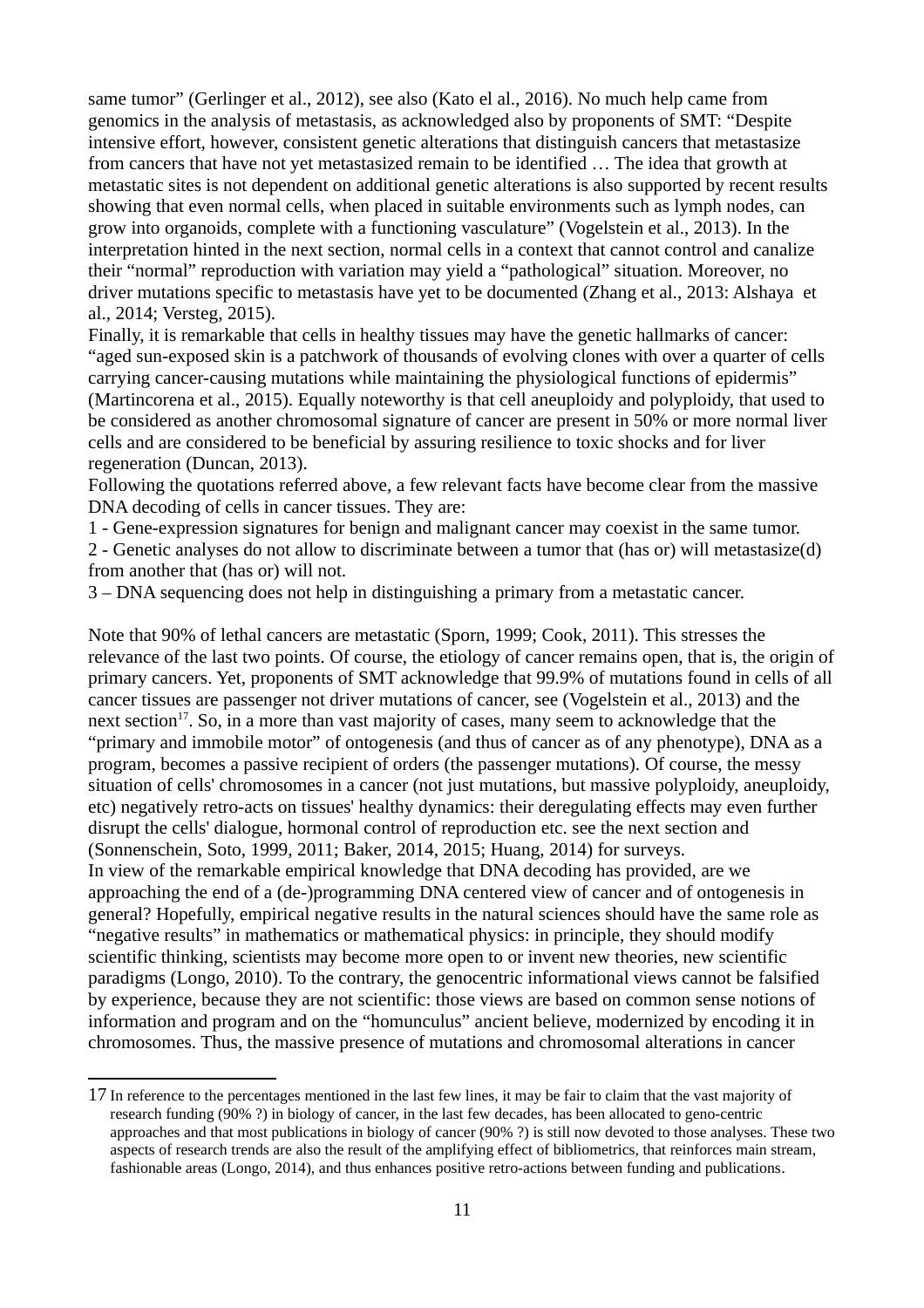same tumor" (Gerlinger et al., 2012), see also (Kato el al., 2016). No much help came from genomics in the analysis of metastasis, as acknowledged also by proponents of SMT: "Despite intensive effort, however, consistent genetic alterations that distinguish cancers that metastasize from cancers that have not yet metastasized remain to be identified … The idea that growth at metastatic sites is not dependent on additional genetic alterations is also supported by recent results showing that even normal cells, when placed in suitable environments such as lymph nodes, can grow into organoids, complete with a functioning vasculature" (Vogelstein et al., 2013). In the interpretation hinted in the next section, normal cells in a context that cannot control and canalize their "normal" reproduction with variation may yield a "pathological" situation. Moreover, no driver mutations specific to metastasis have yet to be documented (Zhang et al., 2013: Alshaya et al., 2014; Versteg, 2015).

Finally, it is remarkable that cells in healthy tissues may have the genetic hallmarks of cancer: "aged sun-exposed skin is a patchwork of thousands of evolving clones with over a quarter of cells carrying cancer-causing mutations while maintaining the physiological functions of epidermis" (Martincorena et al., 2015). Equally noteworthy is that cell aneuploidy and polyploidy, that used to be considered as another chromosomal signature of cancer are present in 50% or more normal liver cells and are considered to be beneficial by assuring resilience to toxic shocks and for liver regeneration (Duncan, 2013).

Following the quotations referred above, a few relevant facts have become clear from the massive DNA decoding of cells in cancer tissues. They are:

1 - Gene-expression signatures for benign and malignant cancer may coexist in the same tumor.

2 - Genetic analyses do not allow to discriminate between a tumor that (has or) will metastasize(d) from another that (has or) will not.

3 – DNA sequencing does not help in distinguishing a primary from a metastatic cancer.

Note that 90% of lethal cancers are metastatic (Sporn, 1999; Cook, 2011). This stresses the relevance of the last two points. Of course, the etiology of cancer remains open, that is, the origin of primary cancers. Yet, proponents of SMT acknowledge that 99.9% of mutations found in cells of all cancer tissues are passenger not driver mutations of cancer, see (Vogelstein et al., 2013) and the next section[17]. So, in a more than vast majority of cases, many seem to acknowledge that the "primary and immobile motor" of ontogenesis (and thus of cancer as of any phenotype), DNA as a program, becomes a passive recipient of orders (the passenger mutations). Of course, the messy situation of cells' chromosomes in a cancer (not just mutations, but massive polyploidy, aneuploidy, etc) negatively retro-acts on tissues' healthy dynamics: their deregulating effects may even further disrupt the cells' dialogue, hormonal control of reproduction etc. see the next section and (Sonnenschein, Soto, 1999, 2011; Baker, 2014, 2015; Huang, 2014) for surveys.

In view of the remarkable empirical knowledge that DNA decoding has provided, are we approaching the end of a (de-)programming DNA centered view of cancer and of ontogenesis in general? Hopefully, empirical negative results in the natural sciences should have the same role as "negative results" in mathematics or mathematical physics: in principle, they should modify scientific thinking, scientists may become more open to or invent new theories, new scientific paradigms (Longo, 2010). To the contrary, the genocentric informational views cannot be falsified by experience, because they are not scientific: those views are based on common sense notions of information and program and on the "homunculus" ancient believe, modernized by encoding it in chromosomes. Thus, the massive presence of mutations and chromosomal alterations in cancer

---

17 In reference to the percentages mentioned in the last few lines, it may be fair to claim that the vast majority of research funding (90% ?) in biology of cancer, in the last few decades, has been allocated to geno-centric approaches and that most publications in biology of cancer (90% ?) is still now devoted to those analyses. These two aspects of research trends are also the result of the amplifying effect of bibliometrics, that reinforces main stream, fashionable areas (Longo, 2014), and thus enhances positive retro-actions between funding and publications.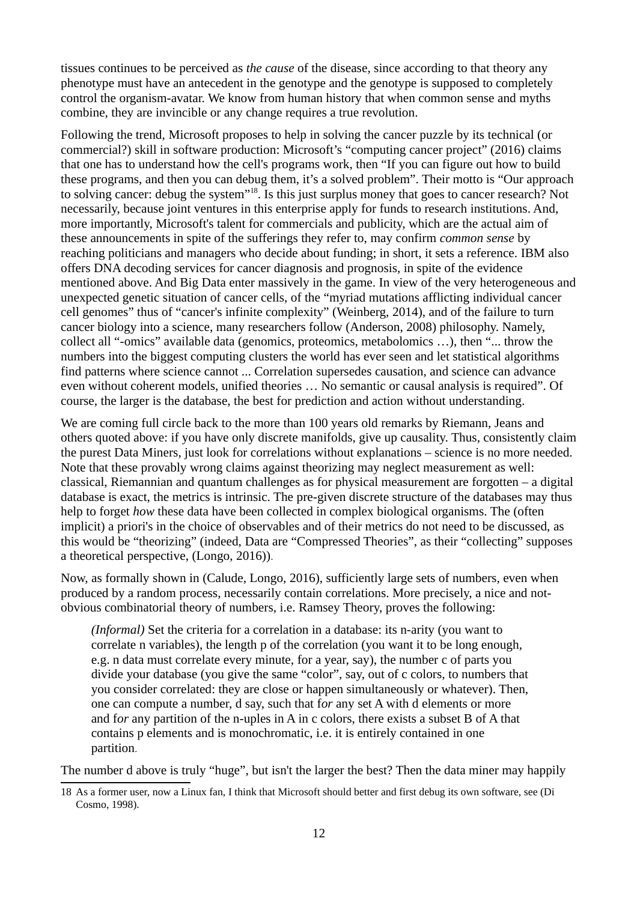tissues continues to be perceived as *the cause* of the disease, since according to that theory any phenotype must have an antecedent in the genotype and the genotype is supposed to completely control the organism-avatar. We know from human history that when common sense and myths combine, they are invincible or any change requires a true revolution.

Following the trend, Microsoft proposes to help in solving the cancer puzzle by its technical (or commercial?) skill in software production: Microsoft's "computing cancer project" (2016) claims that one has to understand how the cell's programs work, then "If you can figure out how to build these programs, and then you can debug them, it's a solved problem". Their motto is "Our approach to solving cancer: debug the system"[18]. Is this just surplus money that goes to cancer research? Not necessarily, because joint ventures in this enterprise apply for funds to research institutions. And, more importantly, Microsoft's talent for commercials and publicity, which are the actual aim of these announcements in spite of the sufferings they refer to, may confirm *common sense* by reaching politicians and managers who decide about funding; in short, it sets a reference. IBM also offers DNA decoding services for cancer diagnosis and prognosis, in spite of the evidence mentioned above. And Big Data enter massively in the game. In view of the very heterogeneous and unexpected genetic situation of cancer cells, of the "myriad mutations afflicting individual cancer cell genomes" thus of "cancer's infinite complexity" (Weinberg, 2014), and of the failure to turn cancer biology into a science, many researchers follow (Anderson, 2008) philosophy. Namely, collect all "-omics" available data (genomics, proteomics, metabolomics …), then "... throw the numbers into the biggest computing clusters the world has ever seen and let statistical algorithms find patterns where science cannot ... Correlation supersedes causation, and science can advance even without coherent models, unified theories … No semantic or causal analysis is required". Of course, the larger is the database, the best for prediction and action without understanding.

We are coming full circle back to the more than 100 years old remarks by Riemann, Jeans and others quoted above: if you have only discrete manifolds, give up causality. Thus, consistently claim the purest Data Miners, just look for correlations without explanations – science is no more needed. Note that these provably wrong claims against theorizing may neglect measurement as well: classical, Riemannian and quantum challenges as for physical measurement are forgotten – a digital database is exact, the metrics is intrinsic. The pre-given discrete structure of the databases may thus help to forget *how* these data have been collected in complex biological organisms. The (often implicit) a priori's in the choice of observables and of their metrics do not need to be discussed, as this would be "theorizing" (indeed, Data are "Compressed Theories", as their "collecting" supposes a theoretical perspective, (Longo, 2016)).

Now, as formally shown in (Calude, Longo, 2016), sufficiently large sets of numbers, even when produced by a random process, necessarily contain correlations. More precisely, a nice and not-obvious combinatorial theory of numbers, i.e. Ramsey Theory, proves the following:

> *(Informal)* Set the criteria for a correlation in a database: its n-arity (you want to correlate n variables), the length p of the correlation (you want it to be long enough, e.g. n data must correlate every minute, for a year, say), the number c of parts you divide your database (you give the same "color", say, out of c colors, to numbers that you consider correlated: they are close or happen simultaneously or whatever). Then, one can compute a number, d say, such that f*or* any set A with d elements or more and f*or* any partition of the n-uples in A in c colors, there exists a subset B of A that contains p elements and is monochromatic, i.e. it is entirely contained in one partition.

The number d above is truly "huge", but isn't the larger the best? Then the data miner may happily

---

18 As a former user, now a Linux fan, I think that Microsoft should better and first debug its own software, see (Di Cosmo, 1998).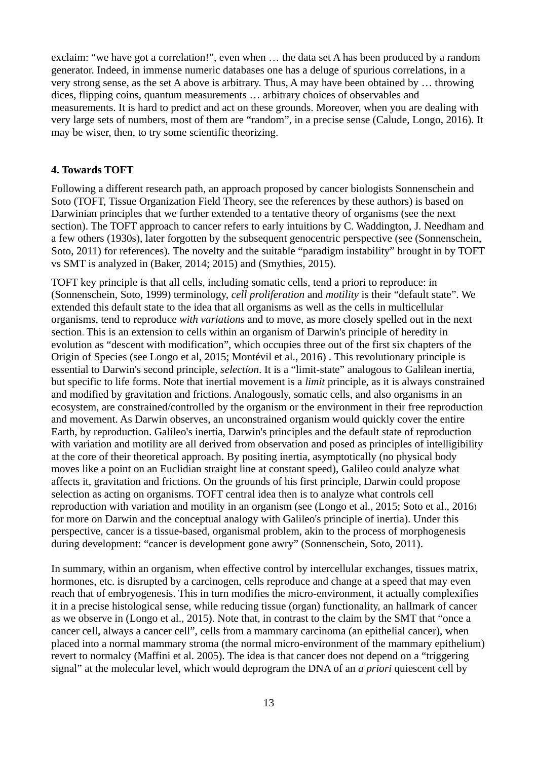exclaim: "we have got a correlation!", even when … the data set A has been produced by a random generator. Indeed, in immense numeric databases one has a deluge of spurious correlations, in a very strong sense, as the set A above is arbitrary. Thus, A may have been obtained by … throwing dices, flipping coins, quantum measurements … arbitrary choices of observables and measurements. It is hard to predict and act on these grounds. Moreover, when you are dealing with very large sets of numbers, most of them are "random", in a precise sense (Calude, Longo, 2016). It may be wiser, then, to try some scientific theorizing.

**4. Towards TOFT**

Following a different research path, an approach proposed by cancer biologists Sonnenschein and Soto (TOFT, Tissue Organization Field Theory, see the references by these authors) is based on Darwinian principles that we further extended to a tentative theory of organisms (see the next section). The TOFT approach to cancer refers to early intuitions by C. Waddington, J. Needham and a few others (1930s), later forgotten by the subsequent genocentric perspective (see (Sonnenschein, Soto, 2011) for references). The novelty and the suitable "paradigm instability" brought in by TOFT vs SMT is analyzed in (Baker, 2014; 2015) and (Smythies, 2015).

TOFT key principle is that all cells, including somatic cells, tend a priori to reproduce: in (Sonnenschein, Soto, 1999) terminology, *cell proliferation* and *motility* is their "default state". We extended this default state to the idea that all organisms as well as the cells in multicellular organisms, tend to reproduce *with variations* and to move, as more closely spelled out in the next section. This is an extension to cells within an organism of Darwin's principle of heredity in evolution as "descent with modification", which occupies three out of the first six chapters of the Origin of Species (see Longo et al, 2015; Montévil et al., 2016) . This revolutionary principle is essential to Darwin's second principle, *selection*. It is a "limit-state" analogous to Galilean inertia, but specific to life forms. Note that inertial movement is a *limit* principle, as it is always constrained and modified by gravitation and frictions. Analogously, somatic cells, and also organisms in an ecosystem, are constrained/controlled by the organism or the environment in their free reproduction and movement. As Darwin observes, an unconstrained organism would quickly cover the entire Earth, by reproduction. Galileo's inertia, Darwin's principles and the default state of reproduction with variation and motility are all derived from observation and posed as principles of intelligibility at the core of their theoretical approach. By positing inertia, asymptotically (no physical body moves like a point on an Euclidian straight line at constant speed), Galileo could analyze what affects it, gravitation and frictions. On the grounds of his first principle, Darwin could propose selection as acting on organisms. TOFT central idea then is to analyze what controls cell reproduction with variation and motility in an organism (see (Longo et al., 2015; Soto et al., 2016) for more on Darwin and the conceptual analogy with Galileo's principle of inertia). Under this perspective, cancer is a tissue-based, organismal problem, akin to the process of morphogenesis during development: "cancer is development gone awry" (Sonnenschein, Soto, 2011).

In summary, within an organism, when effective control by intercellular exchanges, tissues matrix, hormones, etc. is disrupted by a carcinogen, cells reproduce and change at a speed that may even reach that of embryogenesis. This in turn modifies the micro-environment, it actually complexifies it in a precise histological sense, while reducing tissue (organ) functionality, an hallmark of cancer as we observe in (Longo et al., 2015). Note that, in contrast to the claim by the SMT that "once a cancer cell, always a cancer cell", cells from a mammary carcinoma (an epithelial cancer), when placed into a normal mammary stroma (the normal micro-environment of the mammary epithelium) revert to normalcy (Maffini et al. 2005). The idea is that cancer does not depend on a "triggering signal" at the molecular level, which would deprogram the DNA of an *a priori* quiescent cell by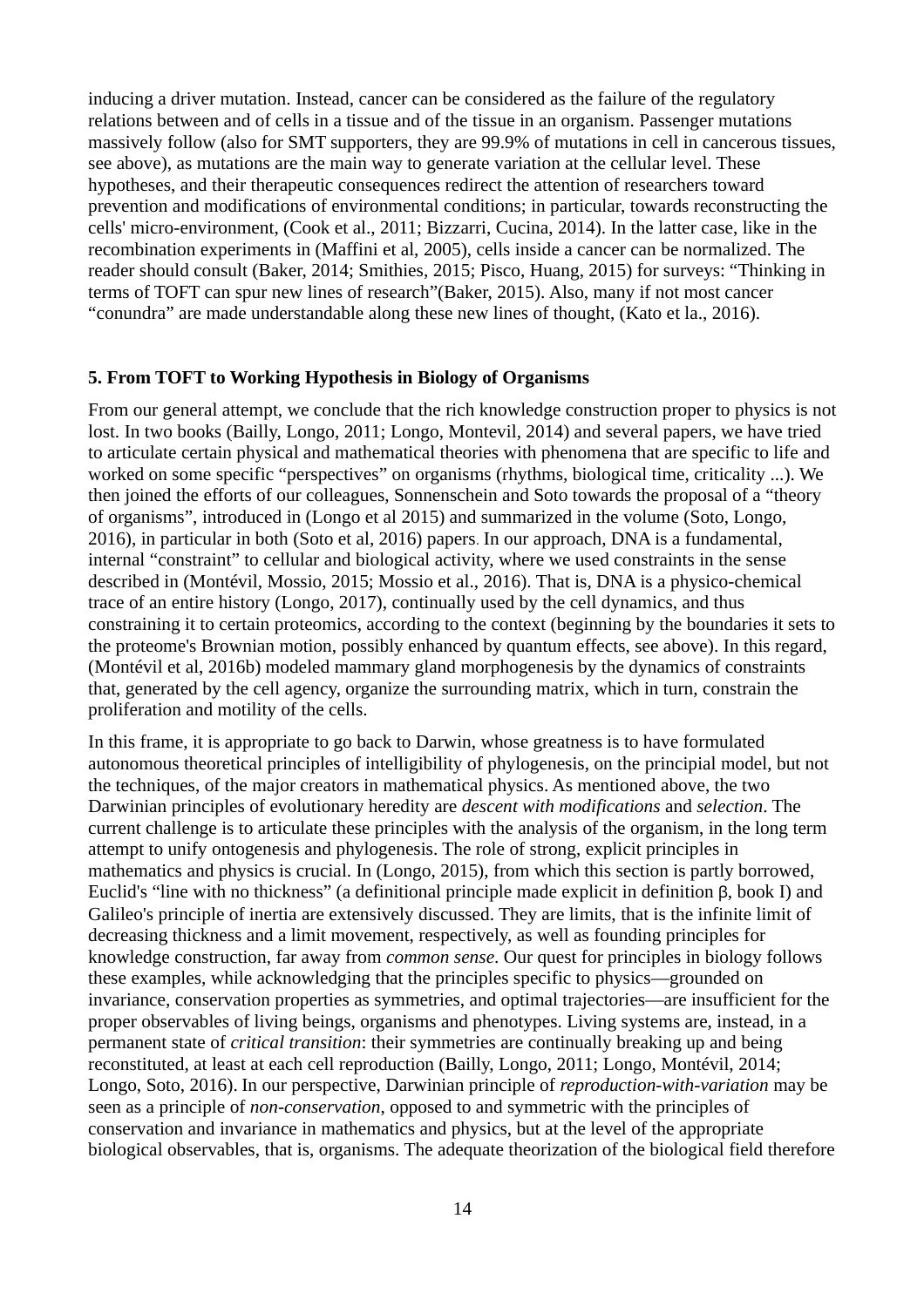inducing a driver mutation. Instead, cancer can be considered as the failure of the regulatory relations between and of cells in a tissue and of the tissue in an organism. Passenger mutations massively follow (also for SMT supporters, they are 99.9% of mutations in cell in cancerous tissues, see above), as mutations are the main way to generate variation at the cellular level. These hypotheses, and their therapeutic consequences redirect the attention of researchers toward prevention and modifications of environmental conditions; in particular, towards reconstructing the cells' micro-environment, (Cook et al., 2011; Bizzarri, Cucina, 2014). In the latter case, like in the recombination experiments in (Maffini et al, 2005), cells inside a cancer can be normalized. The reader should consult (Baker, 2014; Smithies, 2015; Pisco, Huang, 2015) for surveys: "Thinking in terms of TOFT can spur new lines of research"(Baker, 2015). Also, many if not most cancer "conundra" are made understandable along these new lines of thought, (Kato et la., 2016).

## 5. From TOFT to Working Hypothesis in Biology of Organisms

From our general attempt, we conclude that the rich knowledge construction proper to physics is not lost. In two books (Bailly, Longo, 2011; Longo, Montevil, 2014) and several papers, we have tried to articulate certain physical and mathematical theories with phenomena that are specific to life and worked on some specific "perspectives" on organisms (rhythms, biological time, criticality ...). We then joined the efforts of our colleagues, Sonnenschein and Soto towards the proposal of a "theory of organisms", introduced in (Longo et al 2015) and summarized in the volume (Soto, Longo, 2016), in particular in both (Soto et al, 2016) papers. In our approach, DNA is a fundamental, internal "constraint" to cellular and biological activity, where we used constraints in the sense described in (Montévil, Mossio, 2015; Mossio et al., 2016). That is, DNA is a physico-chemical trace of an entire history (Longo, 2017), continually used by the cell dynamics, and thus constraining it to certain proteomics, according to the context (beginning by the boundaries it sets to the proteome's Brownian motion, possibly enhanced by quantum effects, see above). In this regard, (Montévil et al, 2016b) modeled mammary gland morphogenesis by the dynamics of constraints that, generated by the cell agency, organize the surrounding matrix, which in turn, constrain the proliferation and motility of the cells.

In this frame, it is appropriate to go back to Darwin, whose greatness is to have formulated autonomous theoretical principles of intelligibility of phylogenesis, on the principial model, but not the techniques, of the major creators in mathematical physics. As mentioned above, the two Darwinian principles of evolutionary heredity are *descent with modifications* and *selection*. The current challenge is to articulate these principles with the analysis of the organism, in the long term attempt to unify ontogenesis and phylogenesis. The role of strong, explicit principles in mathematics and physics is crucial. In (Longo, 2015), from which this section is partly borrowed, Euclid's "line with no thickness" (a definitional principle made explicit in definition β, book I) and Galileo's principle of inertia are extensively discussed. They are limits, that is the infinite limit of decreasing thickness and a limit movement, respectively, as well as founding principles for knowledge construction, far away from *common sense*. Our quest for principles in biology follows these examples, while acknowledging that the principles specific to physics—grounded on invariance, conservation properties as symmetries, and optimal trajectories—are insufficient for the proper observables of living beings, organisms and phenotypes. Living systems are, instead, in a permanent state of *critical transition*: their symmetries are continually breaking up and being reconstituted, at least at each cell reproduction (Bailly, Longo, 2011; Longo, Montévil, 2014; Longo, Soto, 2016). In our perspective, Darwinian principle of *reproduction-with-variation* may be seen as a principle of *non-conservation*, opposed to and symmetric with the principles of conservation and invariance in mathematics and physics, but at the level of the appropriate biological observables, that is, organisms. The adequate theorization of the biological field therefore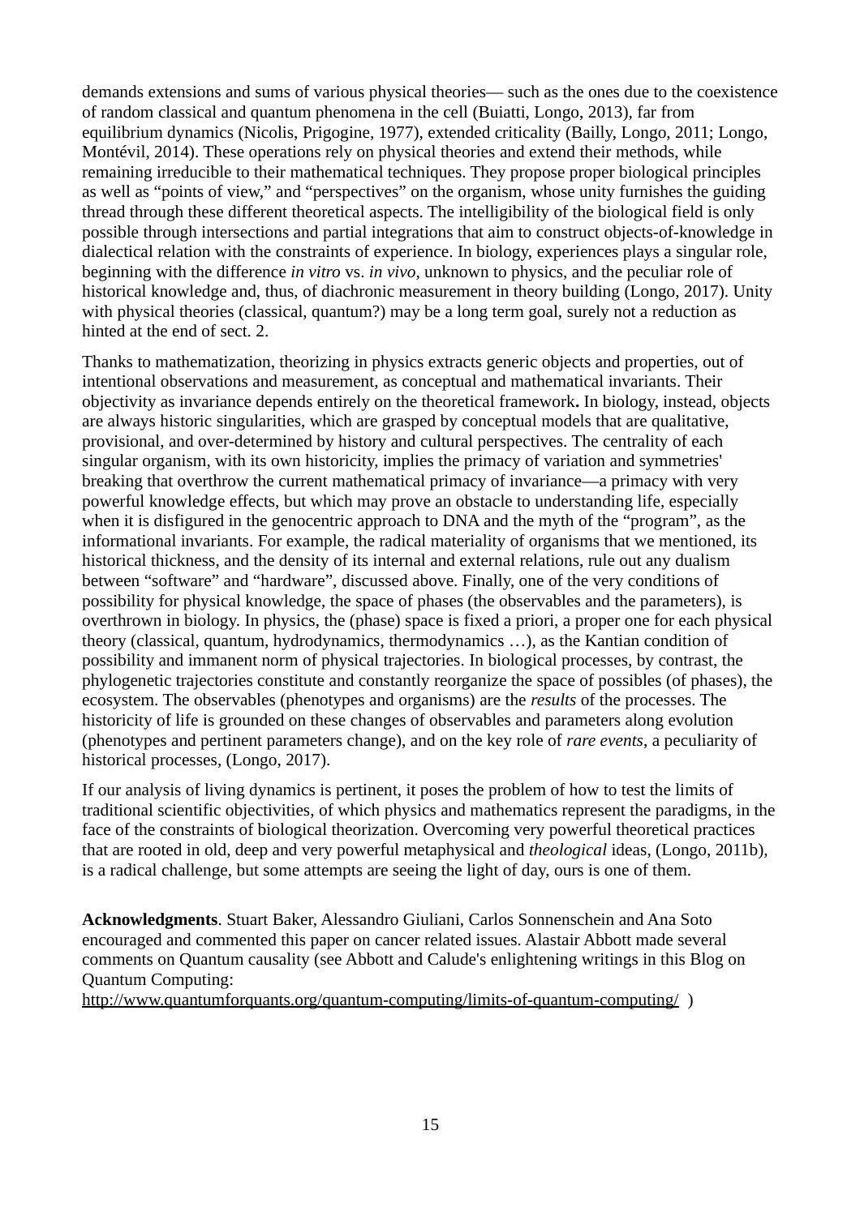demands extensions and sums of various physical theories— such as the ones due to the coexistence of random classical and quantum phenomena in the cell (Buiatti, Longo, 2013), far from equilibrium dynamics (Nicolis, Prigogine, 1977), extended criticality (Bailly, Longo, 2011; Longo, Montévil, 2014). These operations rely on physical theories and extend their methods, while remaining irreducible to their mathematical techniques. They propose proper biological principles as well as "points of view," and "perspectives" on the organism, whose unity furnishes the guiding thread through these different theoretical aspects. The intelligibility of the biological field is only possible through intersections and partial integrations that aim to construct objects-of-knowledge in dialectical relation with the constraints of experience. In biology, experiences plays a singular role, beginning with the difference *in vitro* vs. *in vivo*, unknown to physics, and the peculiar role of historical knowledge and, thus, of diachronic measurement in theory building (Longo, 2017). Unity with physical theories (classical, quantum?) may be a long term goal, surely not a reduction as hinted at the end of sect. 2.

Thanks to mathematization, theorizing in physics extracts generic objects and properties, out of intentional observations and measurement, as conceptual and mathematical invariants. Their objectivity as invariance depends entirely on the theoretical framework**.** In biology, instead, objects are always historic singularities, which are grasped by conceptual models that are qualitative, provisional, and over-determined by history and cultural perspectives. The centrality of each singular organism, with its own historicity, implies the primacy of variation and symmetries' breaking that overthrow the current mathematical primacy of invariance—a primacy with very powerful knowledge effects, but which may prove an obstacle to understanding life, especially when it is disfigured in the genocentric approach to DNA and the myth of the "program", as the informational invariants. For example, the radical materiality of organisms that we mentioned, its historical thickness, and the density of its internal and external relations, rule out any dualism between "software" and "hardware", discussed above. Finally, one of the very conditions of possibility for physical knowledge, the space of phases (the observables and the parameters), is overthrown in biology. In physics, the (phase) space is fixed a priori, a proper one for each physical theory (classical, quantum, hydrodynamics, thermodynamics …), as the Kantian condition of possibility and immanent norm of physical trajectories. In biological processes, by contrast, the phylogenetic trajectories constitute and constantly reorganize the space of possibles (of phases), the ecosystem. The observables (phenotypes and organisms) are the *results* of the processes. The historicity of life is grounded on these changes of observables and parameters along evolution (phenotypes and pertinent parameters change), and on the key role of *rare events*, a peculiarity of historical processes, (Longo, 2017).

If our analysis of living dynamics is pertinent, it poses the problem of how to test the limits of traditional scientific objectivities, of which physics and mathematics represent the paradigms, in the face of the constraints of biological theorization. Overcoming very powerful theoretical practices that are rooted in old, deep and very powerful metaphysical and *theological* ideas, (Longo, 2011b), is a radical challenge, but some attempts are seeing the light of day, ours is one of them.

**Acknowledgments**. Stuart Baker, Alessandro Giuliani, Carlos Sonnenschein and Ana Soto encouraged and commented this paper on cancer related issues. Alastair Abbott made several comments on Quantum causality (see Abbott and Calude's enlightening writings in this Blog on Quantum Computing:
http://www.quantumforquants.org/quantum-computing/limits-of-quantum-computing/ )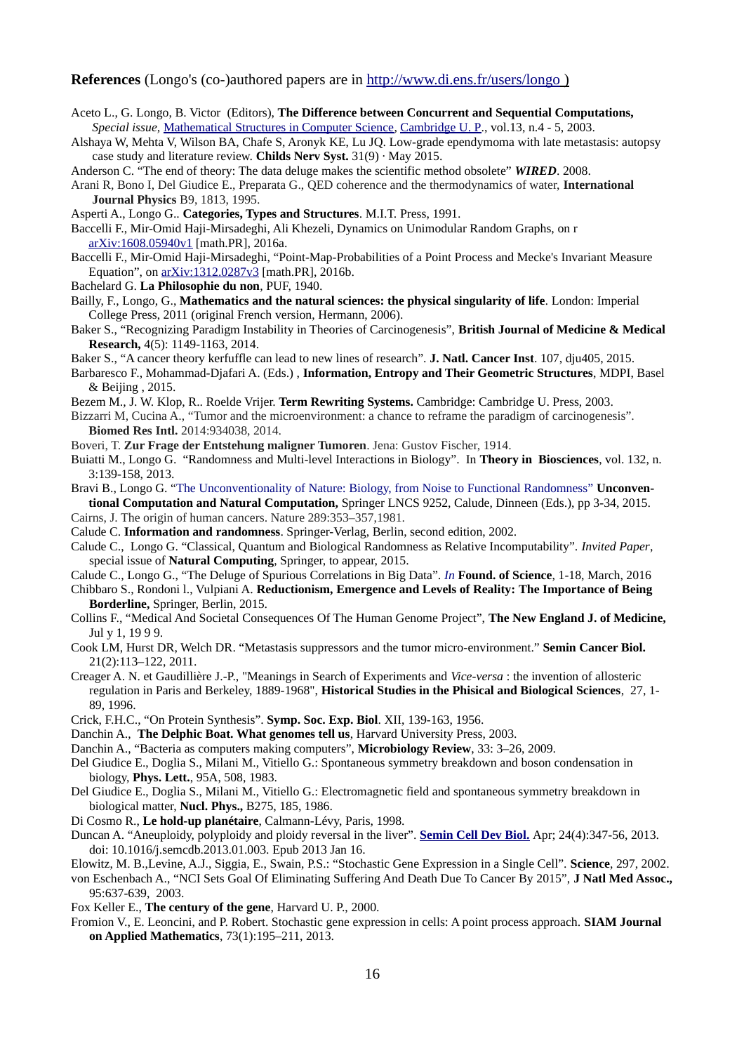**References** (Longo's (co-)authored papers are in http://www.di.ens.fr/users/longo )

Aceto L., G. Longo, B. Victor (Editors), **The Difference between Concurrent and Sequential Computations,** *Special issue*, Mathematical Structures in Computer Science, Cambridge U. P., vol.13, n.4 - 5, 2003.

Alshaya W, Mehta V, Wilson BA, Chafe S, Aronyk KE, Lu JQ. Low-grade ependymoma with late metastasis: autopsy case study and literature review. **Childs Nerv Syst.** 31(9) · May 2015.

Anderson C. "The end of theory: The data deluge makes the scientific method obsolete" ***WIRED***. 2008.

Arani R, Bono I, Del Giudice E., Preparata G., QED coherence and the thermodynamics of water, **International Journal Physics** B9, 1813, 1995.

Asperti A., Longo G.. **Categories, Types and Structures**. M.I.T. Press, 1991.

Baccelli F., Mir-Omid Haji-Mirsadeghi, Ali Khezeli, Dynamics on Unimodular Random Graphs, on r arXiv:1608.05940v1 [math.PR], 2016a.

Baccelli F., Mir-Omid Haji-Mirsadeghi, "Point-Map-Probabilities of a Point Process and Mecke's Invariant Measure Equation", on arXiv:1312.0287v3 [math.PR], 2016b.

Bachelard G. **La Philosophie du non**, PUF, 1940.

Bailly, F., Longo, G., **Mathematics and the natural sciences: the physical singularity of life**. London: Imperial College Press, 2011 (original French version, Hermann, 2006).

Baker S., "Recognizing Paradigm Instability in Theories of Carcinogenesis", **British Journal of Medicine & Medical Research,** 4(5): 1149-1163, 2014.

Baker S., "A cancer theory kerfuffle can lead to new lines of research". **J. Natl. Cancer Inst**. 107, dju405, 2015.

Barbaresco F., Mohammad-Djafari A. (Eds.) , **Information, Entropy and Their Geometric Structures**, MDPI, Basel & Beijing , 2015.

Bezem M., J. W. Klop, R.. Roelde Vrijer. **Term Rewriting Systems.** Cambridge: Cambridge U. Press, 2003.

Bizzarri M, Cucina A., "Tumor and the microenvironment: a chance to reframe the paradigm of carcinogenesis". **Biomed Res Intl.** 2014:934038, 2014.

Boveri, T. **Zur Frage der Entstehung maligner Tumoren**. Jena: Gustov Fischer, 1914.

Buiatti M., Longo G. "Randomness and Multi-level Interactions in Biology". In **Theory in Biosciences**, vol. 132, n. 3:139-158, 2013.

Bravi B., Longo G. "The Unconventionality of Nature: Biology, from Noise to Functional Randomness" **Unconventional Computation and Natural Computation,** Springer LNCS 9252, Calude, Dinneen (Eds.), pp 3-34, 2015.

Cairns, J. The origin of human cancers. Nature 289:353–357,1981.

Calude C. **Information and randomness**. Springer-Verlag, Berlin, second edition, 2002.

Calude C., Longo G. "Classical, Quantum and Biological Randomness as Relative Incomputability". *Invited Paper*, special issue of **Natural Computing**, Springer, to appear, 2015.

Calude C., Longo G., "The Deluge of Spurious Correlations in Big Data". *In* **Found. of Science**, 1-18, March, 2016

Chibbaro S., Rondoni l., Vulpiani A. **Reductionism, Emergence and Levels of Reality: The Importance of Being Borderline,** Springer, Berlin, 2015.

Collins F., "Medical And Societal Consequences Of The Human Genome Project", **The New England J. of Medicine,** Jul y 1, 19 9 9.

Cook LM, Hurst DR, Welch DR. "Metastasis suppressors and the tumor micro-environment." **Semin Cancer Biol.** 21(2):113–122, 2011.

Creager A. N. et Gaudillière J.-P., "Meanings in Search of Experiments and *Vice-versa* : the invention of allosteric regulation in Paris and Berkeley, 1889-1968", **Historical Studies in the Phisical and Biological Sciences**, 27, 1-89, 1996.

Crick, F.H.C., "On Protein Synthesis". **Symp. Soc. Exp. Biol**. XII, 139-163, 1956.

Danchin A., **The Delphic Boat. What genomes tell us**, Harvard University Press, 2003.

Danchin A., "Bacteria as computers making computers", **Microbiology Review**, 33: 3–26, 2009.

Del Giudice E., Doglia S., Milani M., Vitiello G.: Spontaneous symmetry breakdown and boson condensation in biology, **Phys. Lett.**, 95A, 508, 1983.

Del Giudice E., Doglia S., Milani M., Vitiello G.: Electromagnetic field and spontaneous symmetry breakdown in biological matter, **Nucl. Phys.,** B275, 185, 1986.

Di Cosmo R., **Le hold-up planétaire**, Calmann-Lévy, Paris, 1998.

Duncan A. "Aneuploidy, polyploidy and ploidy reversal in the liver". **Semin Cell Dev Biol.** Apr; 24(4):347-56, 2013. doi: 10.1016/j.semcdb.2013.01.003. Epub 2013 Jan 16.

Elowitz, M. B.,Levine, A.J., Siggia, E., Swain, P.S.: "Stochastic Gene Expression in a Single Cell". **Science**, 297, 2002.

von Eschenbach A., "NCI Sets Goal Of Eliminating Suffering And Death Due To Cancer By 2015", **J Natl Med Assoc.,** 95:637-639, 2003.

Fox Keller E., **The century of the gene**, Harvard U. P., 2000.

Fromion V., E. Leoncini, and P. Robert. Stochastic gene expression in cells: A point process approach. **SIAM Journal on Applied Mathematics**, 73(1):195–211, 2013.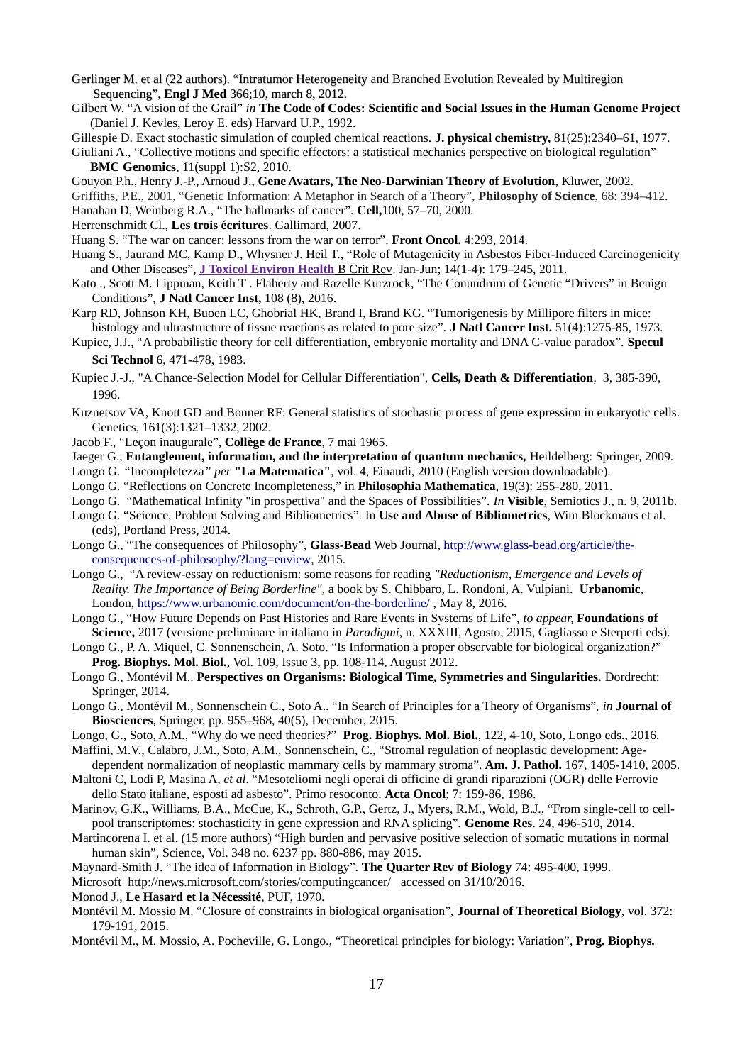Gerlinger M. et al (22 authors). "Intratumor Heterogeneity and Branched Evolution Revealed by Multiregion Sequencing", **Engl J Med** 366;10, march 8, 2012.

Gilbert W. "A vision of the Grail" *in* **The Code of Codes: Scientific and Social Issues in the Human Genome Project** (Daniel J. Kevles, Leroy E. eds) Harvard U.P., 1992.

Gillespie D. Exact stochastic simulation of coupled chemical reactions. **J. physical chemistry,** 81(25):2340–61, 1977.

Giuliani A., "Collective motions and specific effectors: a statistical mechanics perspective on biological regulation" **BMC Genomics**, 11(suppl 1):S2, 2010.

Gouyon P.h., Henry J.-P., Arnoud J., **Gene Avatars, The Neo-Darwinian Theory of Evolution**, Kluwer, 2002.

Griffiths, P.E., 2001, "Genetic Information: A Metaphor in Search of a Theory", **Philosophy of Science**, 68: 394–412.

Hanahan D, Weinberg R.A., "The hallmarks of cancer". **Cell,**100, 57–70, 2000.

Herrenschmidt Cl., **Les trois écritures**. Gallimard, 2007.

Huang S. "The war on cancer: lessons from the war on terror". **Front Oncol.** 4:293, 2014.

Huang S., Jaurand MC, Kamp D., Whysner J. Heil T., "Role of Mutagenicity in Asbestos Fiber-Induced Carcinogenicity and Other Diseases", **J Toxicol Environ Health** B Crit Rev. Jan-Jun; 14(1-4): 179–245, 2011.

Kato ., Scott M. Lippman, Keith T . Flaherty and Razelle Kurzrock, "The Conundrum of Genetic "Drivers" in Benign Conditions", **J Natl Cancer Inst,** 108 (8), 2016.

Karp RD, Johnson KH, Buoen LC, Ghobrial HK, Brand I, Brand KG. "Tumorigenesis by Millipore filters in mice: histology and ultrastructure of tissue reactions as related to pore size". **J Natl Cancer Inst.** 51(4):1275-85, 1973.

Kupiec, J.J., "A probabilistic theory for cell differentiation, embryonic mortality and DNA C-value paradox". **Specul Sci Technol** 6, 471-478, 1983.

Kupiec J.-J., "A Chance-Selection Model for Cellular Differentiation", **Cells, Death & Differentiation**, 3, 385-390, 1996.

Kuznetsov VA, Knott GD and Bonner RF: General statistics of stochastic process of gene expression in eukaryotic cells. Genetics, 161(3):1321–1332, 2002.

Jacob F., "Leçon inaugurale", **Collège de France**, 7 mai 1965.

Jaeger G., **Entanglement, information, and the interpretation of quantum mechanics,** Heildelberg: Springer, 2009.

Longo G. "Incompletezza" *per* **"La Matematica"**, vol. 4, Einaudi, 2010 (English version downloadable).

Longo G. "Reflections on Concrete Incompleteness," in **Philosophia Mathematica**, 19(3): 255-280, 2011.

Longo G. "Mathematical Infinity "in prospettiva" and the Spaces of Possibilities". *In* **Visible**, Semiotics J., n. 9, 2011b.

Longo G. "Science, Problem Solving and Bibliometrics". In **Use and Abuse of Bibliometrics**, Wim Blockmans et al. (eds), Portland Press, 2014.

Longo G., "The consequences of Philosophy", **Glass-Bead** Web Journal, http://www.glass-bead.org/article/the-consequences-of-philosophy/?lang=enview, 2015.

Longo G., "A review-essay on reductionism: some reasons for reading *"Reductionism, Emergence and Levels of Reality. The Importance of Being Borderline"*, a book by S. Chibbaro, L. Rondoni, A. Vulpiani. **Urbanomic**, London, https://www.urbanomic.com/document/on-the-borderline/ , May 8, 2016.

Longo G., "How Future Depends on Past Histories and Rare Events in Systems of Life", *to appear,* **Foundations of Science,** 2017 (versione preliminare in italiano in *Paradigmi*, n. XXXIII, Agosto, 2015, Gagliasso e Sterpetti eds).

Longo G., P. A. Miquel, C. Sonnenschein, A. Soto. "Is Information a proper observable for biological organization?" **Prog. Biophys. Mol. Biol.**, Vol. 109, Issue 3, pp. 108-114, August 2012.

Longo G., Montévil M.. **Perspectives on Organisms: Biological Time, Symmetries and Singularities.** Dordrecht: Springer, 2014.

Longo G., Montévil M., Sonnenschein C., Soto A.. "In Search of Principles for a Theory of Organisms", *in* **Journal of Biosciences**, Springer, pp. 955–968, 40(5), December, 2015.

Longo, G., Soto, A.M., "Why do we need theories?" **Prog. Biophys. Mol. Biol.**, 122, 4-10, Soto, Longo eds., 2016.

Maffini, M.V., Calabro, J.M., Soto, A.M., Sonnenschein, C., "Stromal regulation of neoplastic development: Age-dependent normalization of neoplastic mammary cells by mammary stroma". **Am. J. Pathol.** 167, 1405-1410, 2005.

Maltoni C, Lodi P, Masina A, *et al*. "Mesoteliomi negli operai di officine di grandi riparazioni (OGR) delle Ferrovie dello Stato italiane, esposti ad asbesto". Primo resoconto. **Acta Oncol**; 7: 159-86, 1986.

Marinov, G.K., Williams, B.A., McCue, K., Schroth, G.P., Gertz, J., Myers, R.M., Wold, B.J., "From single-cell to cell-pool transcriptomes: stochasticity in gene expression and RNA splicing". **Genome Res**. 24, 496-510, 2014.

Martincorena I. et al. (15 more authors) "High burden and pervasive positive selection of somatic mutations in normal human skin", Science, Vol. 348 no. 6237 pp. 880-886, may 2015.

Maynard-Smith J. "The idea of Information in Biology". **The Quarter Rev of Biology** 74: 495-400, 1999.

Microsoft http://news.microsoft.com/stories/computingcancer/ accessed on 31/10/2016.

Monod J., **Le Hasard et la Nécessité**, PUF, 1970.

Montévil M. Mossio M. "Closure of constraints in biological organisation", **Journal of Theoretical Biology**, vol. 372: 179-191, 2015.

Montévil M., M. Mossio, A. Pocheville, G. Longo., "Theoretical principles for biology: Variation", **Prog. Biophys.**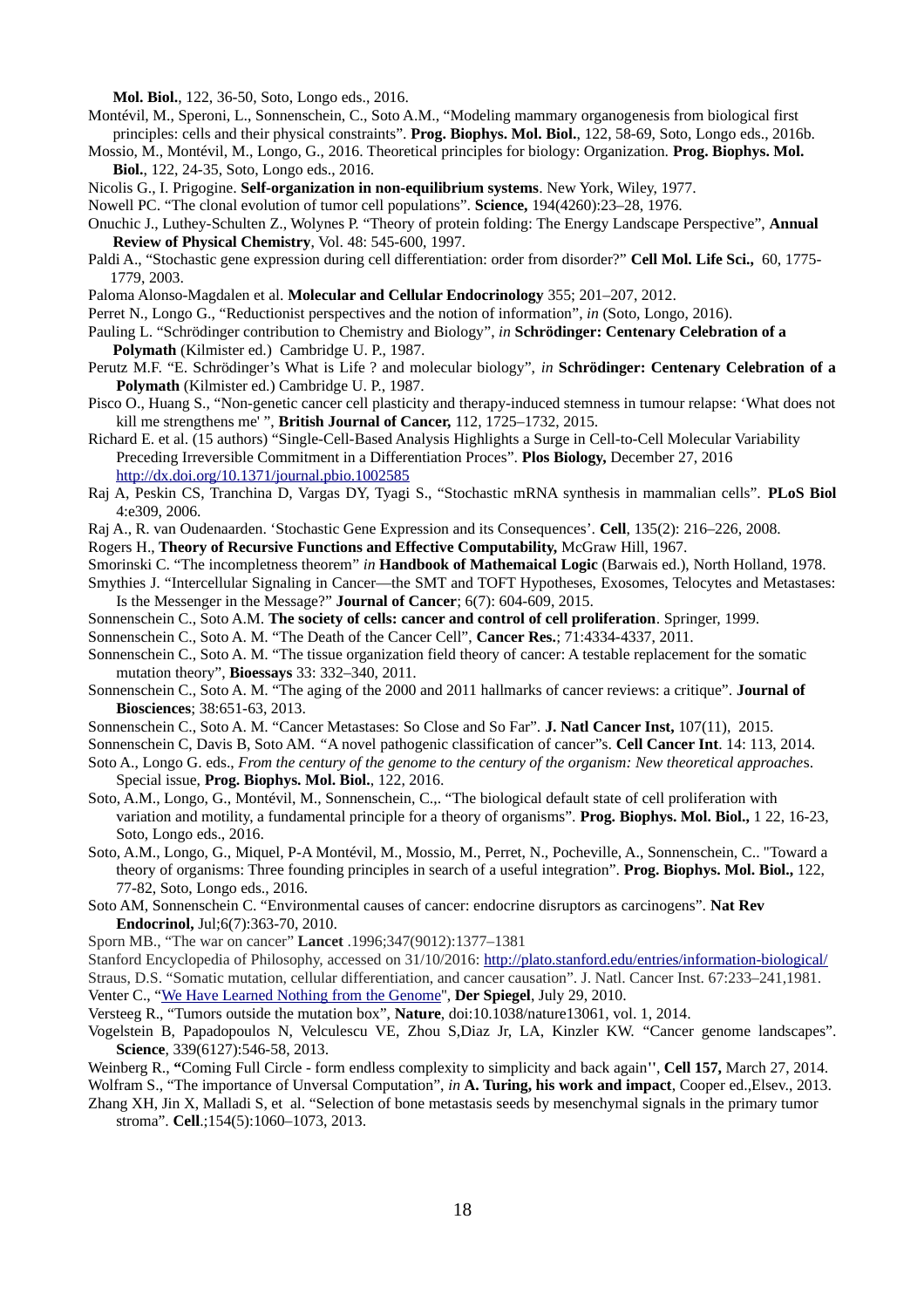**Mol. Biol.**, 122, 36-50, Soto, Longo eds., 2016.

Montévil, M., Speroni, L., Sonnenschein, C., Soto A.M., "Modeling mammary organogenesis from biological first principles: cells and their physical constraints". **Prog. Biophys. Mol. Biol.**, 122, 58-69, Soto, Longo eds., 2016b.

Mossio, M., Montévil, M., Longo, G., 2016. Theoretical principles for biology: Organization. **Prog. Biophys. Mol. Biol.**, 122, 24-35, Soto, Longo eds., 2016.

Nicolis G., I. Prigogine. **Self-organization in non-equilibrium systems**. New York, Wiley, 1977.

Nowell PC. "The clonal evolution of tumor cell populations". **Science,** 194(4260):23–28, 1976.

Onuchic J., Luthey-Schulten Z., Wolynes P. "Theory of protein folding: The Energy Landscape Perspective", **Annual Review of Physical Chemistry**, Vol. 48: 545-600, 1997.

Paldi A., "Stochastic gene expression during cell differentiation: order from disorder?" **Cell Mol. Life Sci.,** 60, 1775-1779, 2003.

Paloma Alonso-Magdalen et al. **Molecular and Cellular Endocrinology** 355; 201–207, 2012.

Perret N., Longo G., "Reductionist perspectives and the notion of information", *in* (Soto, Longo, 2016).

Pauling L. "Schrödinger contribution to Chemistry and Biology", *in* **Schrödinger: Centenary Celebration of a Polymath** (Kilmister ed.) Cambridge U. P., 1987.

Perutz M.F. "E. Schrödinger's What is Life ? and molecular biology", *in* **Schrödinger: Centenary Celebration of a Polymath** (Kilmister ed.) Cambridge U. P., 1987.

Pisco O., Huang S., "Non-genetic cancer cell plasticity and therapy-induced stemness in tumour relapse: 'What does not kill me strengthens me' ", **British Journal of Cancer,** 112, 1725–1732, 2015.

Richard E. et al. (15 authors) "Single-Cell-Based Analysis Highlights a Surge in Cell-to-Cell Molecular Variability Preceding Irreversible Commitment in a Differentiation Proces". **Plos Biology,** December 27, 2016 http://dx.doi.org/10.1371/journal.pbio.1002585

Raj A, Peskin CS, Tranchina D, Vargas DY, Tyagi S., "Stochastic mRNA synthesis in mammalian cells". **PLoS Biol** 4:e309, 2006.

Raj A., R. van Oudenaarden. 'Stochastic Gene Expression and its Consequences'. **Cell**, 135(2): 216–226, 2008.

Rogers H., **Theory of Recursive Functions and Effective Computability,** McGraw Hill, 1967.

Smorinski C. "The incompleteness theorem" *in* **Handbook of Mathemaical Logic** (Barwais ed.), North Holland, 1978.

Smythies J. "Intercellular Signaling in Cancer—the SMT and TOFT Hypotheses, Exosomes, Telocytes and Metastases: Is the Messenger in the Message?" **Journal of Cancer**; 6(7): 604-609, 2015.

Sonnenschein C., Soto A.M. **The society of cells: cancer and control of cell proliferation**. Springer, 1999.

Sonnenschein C., Soto A. M. "The Death of the Cancer Cell", **Cancer Res.**; 71:4334-4337, 2011.

Sonnenschein C., Soto A. M. "The tissue organization field theory of cancer: A testable replacement for the somatic mutation theory", **Bioessays** 33: 332–340, 2011.

Sonnenschein C., Soto A. M. "The aging of the 2000 and 2011 hallmarks of cancer reviews: a critique". **Journal of Biosciences**; 38:651-63, 2013.

Sonnenschein C., Soto A. M. "Cancer Metastases: So Close and So Far". **J. Natl Cancer Inst,** 107(11), 2015.

Sonnenschein C, Davis B, Soto AM. "A novel pathogenic classification of cancer"s. **Cell Cancer Int**. 14: 113, 2014.

Soto A., Longo G. eds., *From the century of the genome to the century of the organism: New theoretical approaches*. Special issue, **Prog. Biophys. Mol. Biol.**, 122, 2016.

Soto, A.M., Longo, G., Montévil, M., Sonnenschein, C.,. "The biological default state of cell proliferation with variation and motility, a fundamental principle for a theory of organisms". **Prog. Biophys. Mol. Biol.,** 1 22, 16-23, Soto, Longo eds., 2016.

Soto, A.M., Longo, G., Miquel, P-A Montévil, M., Mossio, M., Perret, N., Pocheville, A., Sonnenschein, C.. "Toward a theory of organisms: Three founding principles in search of a useful integration". **Prog. Biophys. Mol. Biol.,** 122, 77-82, Soto, Longo eds., 2016.

Soto AM, Sonnenschein C. "Environmental causes of cancer: endocrine disruptors as carcinogens". **Nat Rev Endocrinol,** Jul;6(7):363-70, 2010.

Sporn MB., "The war on cancer" **Lancet** .1996;347(9012):1377–1381

Stanford Encyclopedia of Philosophy, accessed on 31/10/2016: http://plato.stanford.edu/entries/information-biological/

Straus, D.S. "Somatic mutation, cellular differentiation, and cancer causation". J. Natl. Cancer Inst. 67:233–241,1981.

Venter C., "We Have Learned Nothing from the Genome", **Der Spiegel**, July 29, 2010.

Versteeg R., "Tumors outside the mutation box", **Nature**, doi:10.1038/nature13061, vol. 1, 2014.

Vogelstein B, Papadopoulos N, Velculescu VE, Zhou S,Diaz Jr, LA, Kinzler KW. "Cancer genome landscapes". **Science**, 339(6127):546-58, 2013.

Weinberg R., **"**Coming Full Circle - form endless complexity to simplicity and back again**''**, **Cell 157,** March 27, 2014.

Wolfram S., "The importance of Unversal Computation", *in* **A. Turing, his work and impact**, Cooper ed.,Elsev., 2013.

Zhang XH, Jin X, Malladi S, et al. "Selection of bone metastasis seeds by mesenchymal signals in the primary tumor stroma". **Cell**.;154(5):1060–1073, 2013.